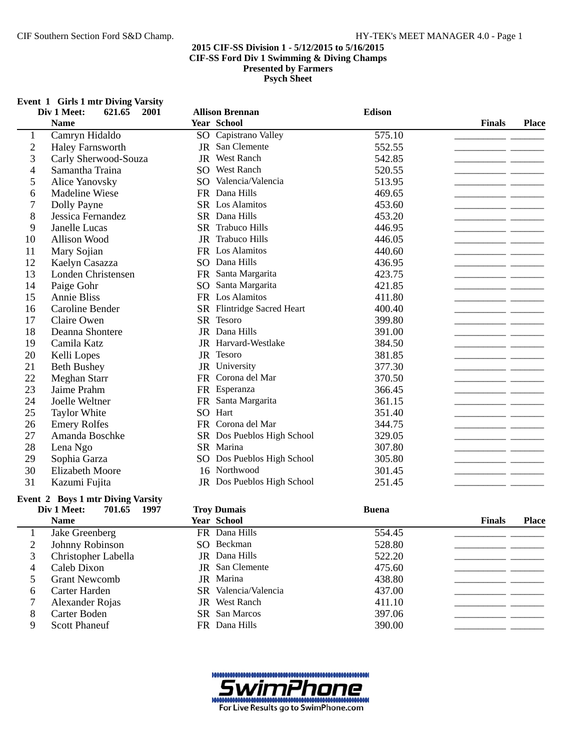**2015 CIF-SS Division 1 - 5/12/2015 to 5/16/2015**
**CIF-SS Ford Div 1 Swimming & Diving Champs**
**Presented by Farmers**
**Psych Sheet**

### Event 1 Girls 1 mtr Diving Varsity

Div 1 Meet: 621.65 2001 Allison Brennan Edison

| | Name | Year | School | | Finals | Place |
|---|---|---|---|---|---|---|
| 1 | Camryn Hidaldo | SO | Capistrano Valley | 575.10 | | |
| 2 | Haley Farnsworth | JR | San Clemente | 552.55 | | |
| 3 | Carly Sherwood-Souza | JR | West Ranch | 542.85 | | |
| 4 | Samantha Traina | SO | West Ranch | 520.55 | | |
| 5 | Alice Yanovsky | SO | Valencia/Valencia | 513.95 | | |
| 6 | Madeline Wiese | FR | Dana Hills | 469.65 | | |
| 7 | Dolly Payne | SR | Los Alamitos | 453.60 | | |
| 8 | Jessica Fernandez | SR | Dana Hills | 453.20 | | |
| 9 | Janelle Lucas | SR | Trabuco Hills | 446.95 | | |
| 10 | Allison Wood | JR | Trabuco Hills | 446.05 | | |
| 11 | Mary Sojian | FR | Los Alamitos | 440.60 | | |
| 12 | Kaelyn Casazza | SO | Dana Hills | 436.95 | | |
| 13 | Londen Christensen | FR | Santa Margarita | 423.75 | | |
| 14 | Paige Gohr | SO | Santa Margarita | 421.85 | | |
| 15 | Annie Bliss | FR | Los Alamitos | 411.80 | | |
| 16 | Caroline Bender | SR | Flintridge Sacred Heart | 400.40 | | |
| 17 | Claire Owen | SR | Tesoro | 399.80 | | |
| 18 | Deanna Shontere | JR | Dana Hills | 391.00 | | |
| 19 | Camila Katz | JR | Harvard-Westlake | 384.50 | | |
| 20 | Kelli Lopes | JR | Tesoro | 381.85 | | |
| 21 | Beth Bushey | JR | University | 377.30 | | |
| 22 | Meghan Starr | FR | Corona del Mar | 370.50 | | |
| 23 | Jaime Prahm | FR | Esperanza | 366.45 | | |
| 24 | Joelle Weltner | FR | Santa Margarita | 361.15 | | |
| 25 | Taylor White | SO | Hart | 351.40 | | |
| 26 | Emery Rolfes | FR | Corona del Mar | 344.75 | | |
| 27 | Amanda Boschke | SR | Dos Pueblos High School | 329.05 | | |
| 28 | Lena Ngo | SR | Marina | 307.80 | | |
| 29 | Sophia Garza | SO | Dos Pueblos High School | 305.80 | | |
| 30 | Elizabeth Moore | 16 | Northwood | 301.45 | | |
| 31 | Kazumi Fujita | JR | Dos Pueblos High School | 251.45 | | |

### Event 2 Boys 1 mtr Diving Varsity

Div 1 Meet: 701.65 1997 Troy Dumais Buena

| | Name | Year | School | | Finals | Place |
|---|---|---|---|---|---|---|
| 1 | Jake Greenberg | FR | Dana Hills | 554.45 | | |
| 2 | Johnny Robinson | SO | Beckman | 528.80 | | |
| 3 | Christopher Labella | JR | Dana Hills | 522.20 | | |
| 4 | Caleb Dixon | JR | San Clemente | 475.60 | | |
| 5 | Grant Newcomb | JR | Marina | 438.80 | | |
| 6 | Carter Harden | SR | Valencia/Valencia | 437.00 | | |
| 7 | Alexander Rojas | JR | West Ranch | 411.10 | | |
| 8 | Carter Boden | SR | San Marcos | 397.06 | | |
| 9 | Scott Phaneuf | FR | Dana Hills | 390.00 | | |

SwimPhone
For Live Results go to SwimPhone.com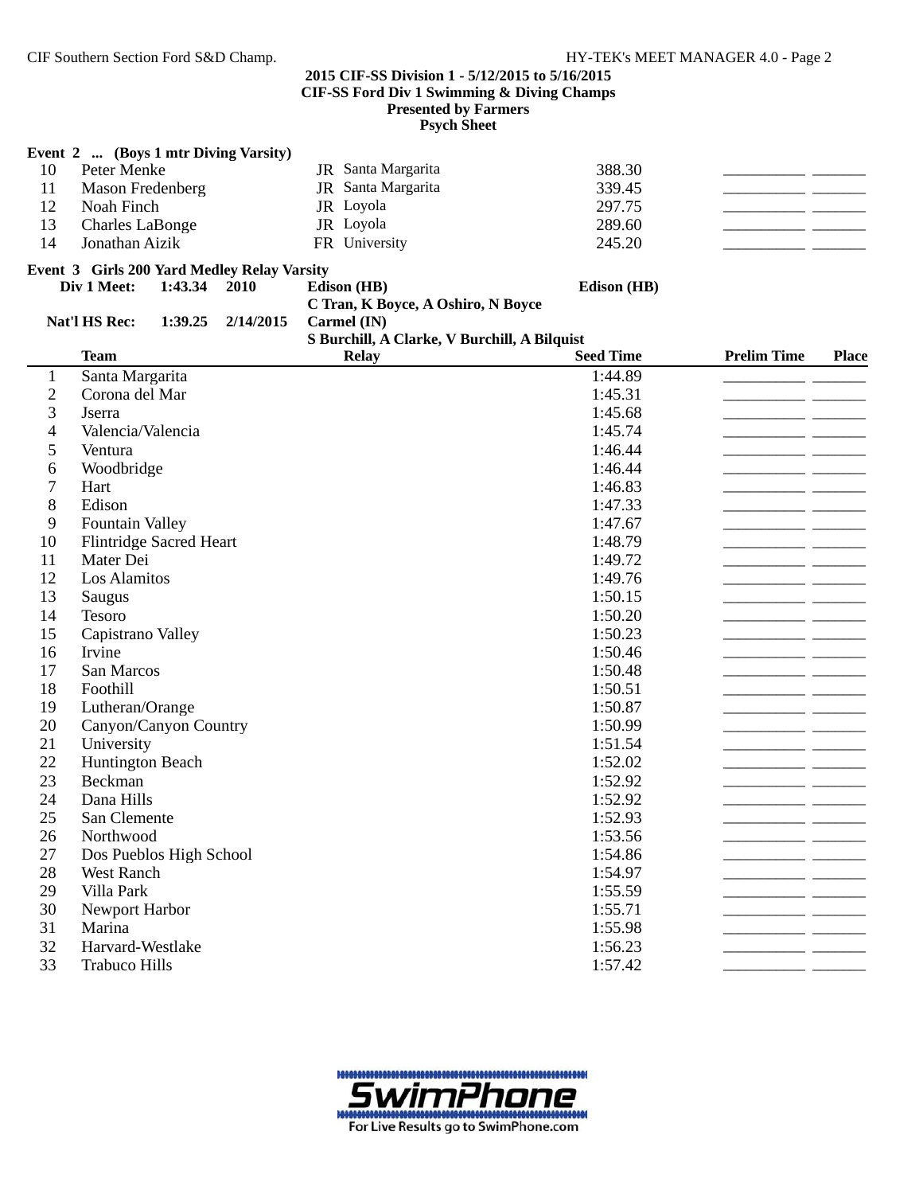**2015 CIF-SS Division 1 - 5/12/2015 to 5/16/2015**
**CIF-SS Ford Div 1 Swimming & Diving Champs**
**Presented by Farmers**
**Psych Sheet**

**Event 2 ... (Boys 1 mtr Diving Varsity)**

| | | | | | | |
|---|---|---|---|---|---|---|
| 10 | Peter Menke | JR | Santa Margarita | 388.30 | __________ | _______ |
| 11 | Mason Fredenberg | JR | Santa Margarita | 339.45 | __________ | _______ |
| 12 | Noah Finch | JR | Loyola | 297.75 | __________ | _______ |
| 13 | Charles LaBonge | JR | Loyola | 289.60 | __________ | _______ |
| 14 | Jonathan Aizik | FR | University | 245.20 | __________ | _______ |

**Event 3 Girls 200 Yard Medley Relay Varsity**

**Div 1 Meet: 1:43.34 2010 Edison (HB) Edison (HB)**
**C Tran, K Boyce, A Oshiro, N Boyce**
**Nat'l HS Rec: 1:39.25 2/14/2015 Carmel (IN)**
**S Burchill, A Clarke, V Burchill, A Bilquist**

| | Team | Relay | Seed Time | Prelim Time | Place |
|---|---|---|---|---|---|
| 1 | Santa Margarita | | 1:44.89 | __________ | _______ |
| 2 | Corona del Mar | | 1:45.31 | __________ | _______ |
| 3 | Jserra | | 1:45.68 | __________ | _______ |
| 4 | Valencia/Valencia | | 1:45.74 | __________ | _______ |
| 5 | Ventura | | 1:46.44 | __________ | _______ |
| 6 | Woodbridge | | 1:46.44 | __________ | _______ |
| 7 | Hart | | 1:46.83 | __________ | _______ |
| 8 | Edison | | 1:47.33 | __________ | _______ |
| 9 | Fountain Valley | | 1:47.67 | __________ | _______ |
| 10 | Flintridge Sacred Heart | | 1:48.79 | __________ | _______ |
| 11 | Mater Dei | | 1:49.72 | __________ | _______ |
| 12 | Los Alamitos | | 1:49.76 | __________ | _______ |
| 13 | Saugus | | 1:50.15 | __________ | _______ |
| 14 | Tesoro | | 1:50.20 | __________ | _______ |
| 15 | Capistrano Valley | | 1:50.23 | __________ | _______ |
| 16 | Irvine | | 1:50.46 | __________ | _______ |
| 17 | San Marcos | | 1:50.48 | __________ | _______ |
| 18 | Foothill | | 1:50.51 | __________ | _______ |
| 19 | Lutheran/Orange | | 1:50.87 | __________ | _______ |
| 20 | Canyon/Canyon Country | | 1:50.99 | __________ | _______ |
| 21 | University | | 1:51.54 | __________ | _______ |
| 22 | Huntington Beach | | 1:52.02 | __________ | _______ |
| 23 | Beckman | | 1:52.92 | __________ | _______ |
| 24 | Dana Hills | | 1:52.92 | __________ | _______ |
| 25 | San Clemente | | 1:52.93 | __________ | _______ |
| 26 | Northwood | | 1:53.56 | __________ | _______ |
| 27 | Dos Pueblos High School | | 1:54.86 | __________ | _______ |
| 28 | West Ranch | | 1:54.97 | __________ | _______ |
| 29 | Villa Park | | 1:55.59 | __________ | _______ |
| 30 | Newport Harbor | | 1:55.71 | __________ | _______ |
| 31 | Marina | | 1:55.98 | __________ | _______ |
| 32 | Harvard-Westlake | | 1:56.23 | __________ | _______ |
| 33 | Trabuco Hills | | 1:57.42 | __________ | _______ |

SwimPhone
For Live Results go to SwimPhone.com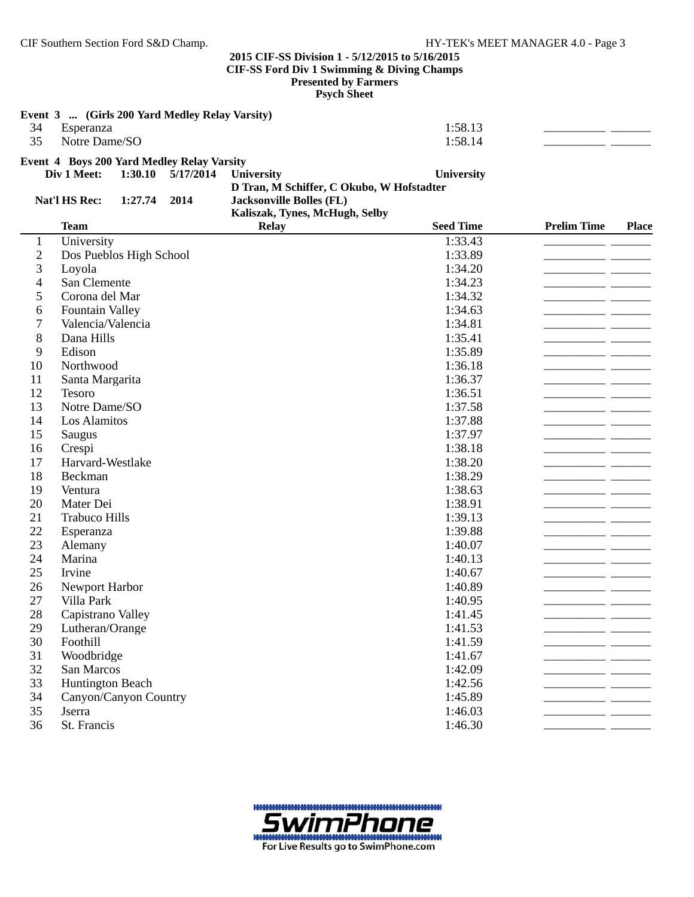**2015 CIF-SS Division 1 - 5/12/2015 to 5/16/2015**
**CIF-SS Ford Div 1 Swimming & Diving Champs**
**Presented by Farmers**
**Psych Sheet**

**Event 3 ... (Girls 200 Yard Medley Relay Varsity)**

| | Team | Relay | Seed Time | Prelim Time | Place |
|---|---|---|---|---|---|
| 34 | Esperanza | | 1:58.13 | _________ | ______ |
| 35 | Notre Dame/SO | | 1:58.14 | _________ | ______ |

**Event 4 Boys 200 Yard Medley Relay Varsity**

**Div 1 Meet: 1:30.10 5/17/2014 University — University**
**D Tran, M Schiffer, C Okubo, W Hofstadter**

**Nat'l HS Rec: 1:27.74 2014 Jacksonville Bolles (FL)**
**Kaliszak, Tynes, McHugh, Selby**

| | Team | Relay | Seed Time | Prelim Time | Place |
|---|---|---|---|---|---|
| 1 | University | | 1:33.43 | _________ | ______ |
| 2 | Dos Pueblos High School | | 1:33.89 | _________ | ______ |
| 3 | Loyola | | 1:34.20 | _________ | ______ |
| 4 | San Clemente | | 1:34.23 | _________ | ______ |
| 5 | Corona del Mar | | 1:34.32 | _________ | ______ |
| 6 | Fountain Valley | | 1:34.63 | _________ | ______ |
| 7 | Valencia/Valencia | | 1:34.81 | _________ | ______ |
| 8 | Dana Hills | | 1:35.41 | _________ | ______ |
| 9 | Edison | | 1:35.89 | _________ | ______ |
| 10 | Northwood | | 1:36.18 | _________ | ______ |
| 11 | Santa Margarita | | 1:36.37 | _________ | ______ |
| 12 | Tesoro | | 1:36.51 | _________ | ______ |
| 13 | Notre Dame/SO | | 1:37.58 | _________ | ______ |
| 14 | Los Alamitos | | 1:37.88 | _________ | ______ |
| 15 | Saugus | | 1:37.97 | _________ | ______ |
| 16 | Crespi | | 1:38.18 | _________ | ______ |
| 17 | Harvard-Westlake | | 1:38.20 | _________ | ______ |
| 18 | Beckman | | 1:38.29 | _________ | ______ |
| 19 | Ventura | | 1:38.63 | _________ | ______ |
| 20 | Mater Dei | | 1:38.91 | _________ | ______ |
| 21 | Trabuco Hills | | 1:39.13 | _________ | ______ |
| 22 | Esperanza | | 1:39.88 | _________ | ______ |
| 23 | Alemany | | 1:40.07 | _________ | ______ |
| 24 | Marina | | 1:40.13 | _________ | ______ |
| 25 | Irvine | | 1:40.67 | _________ | ______ |
| 26 | Newport Harbor | | 1:40.89 | _________ | ______ |
| 27 | Villa Park | | 1:40.95 | _________ | ______ |
| 28 | Capistrano Valley | | 1:41.45 | _________ | ______ |
| 29 | Lutheran/Orange | | 1:41.53 | _________ | ______ |
| 30 | Foothill | | 1:41.59 | _________ | ______ |
| 31 | Woodbridge | | 1:41.67 | _________ | ______ |
| 32 | San Marcos | | 1:42.09 | _________ | ______ |
| 33 | Huntington Beach | | 1:42.56 | _________ | ______ |
| 34 | Canyon/Canyon Country | | 1:45.89 | _________ | ______ |
| 35 | Jserra | | 1:46.03 | _________ | ______ |
| 36 | St. Francis | | 1:46.30 | _________ | ______ |

SwimPhone
For Live Results go to SwimPhone.com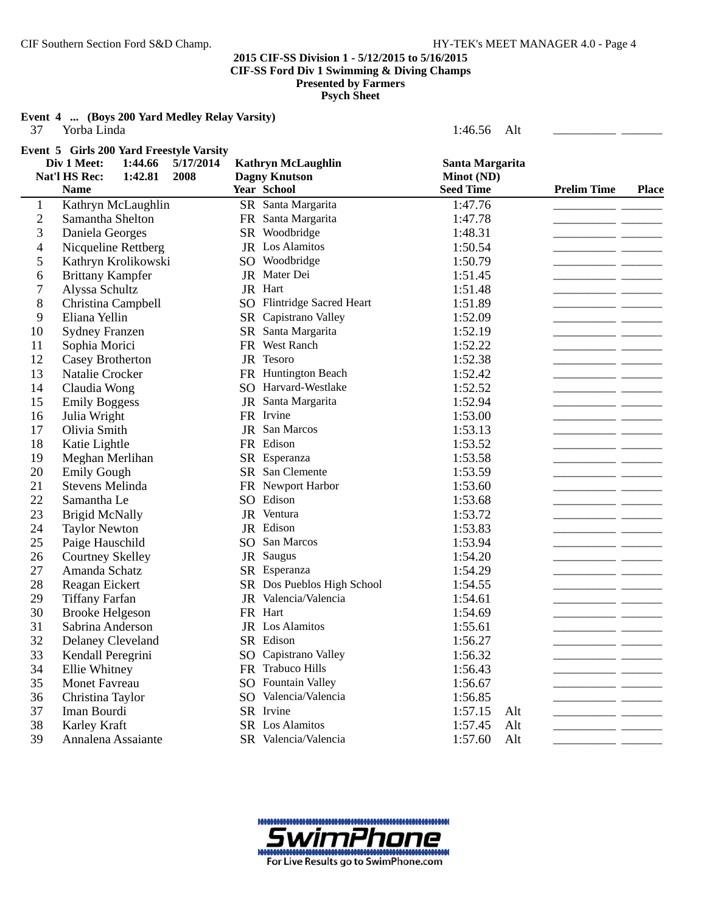**2015 CIF-SS Division 1 - 5/12/2015 to 5/16/2015**
**CIF-SS Ford Div 1 Swimming & Diving Champs**
**Presented by Farmers**
**Psych Sheet**

**Event 4 ... (Boys 200 Yard Medley Relay Varsity)**

| | | | | Seed Time | | Prelim Time | Place |
|---|---|---|---|---|---|---|---|
| 37 | Yorba Linda | | | 1:46.56 | Alt | ________ | ______ |

**Event 5 Girls 200 Yard Freestyle Varsity**

Div 1 Meet: 1:44.66 5/17/2014 Kathryn McLaughlin Santa Margarita
Nat'l HS Rec: 1:42.81 2008 Dagny Knutson Minot (ND)

| | Name | Year | School | Seed Time | | Prelim Time | Place |
|---|---|---|---|---|---|---|---|
| 1 | Kathryn McLaughlin | SR | Santa Margarita | 1:47.76 | | ________ | ______ |
| 2 | Samantha Shelton | FR | Santa Margarita | 1:47.78 | | ________ | ______ |
| 3 | Daniela Georges | SR | Woodbridge | 1:48.31 | | ________ | ______ |
| 4 | Nicqueline Rettberg | JR | Los Alamitos | 1:50.54 | | ________ | ______ |
| 5 | Kathryn Krolikowski | SO | Woodbridge | 1:50.79 | | ________ | ______ |
| 6 | Brittany Kampfer | JR | Mater Dei | 1:51.45 | | ________ | ______ |
| 7 | Alyssa Schultz | JR | Hart | 1:51.48 | | ________ | ______ |
| 8 | Christina Campbell | SO | Flintridge Sacred Heart | 1:51.89 | | ________ | ______ |
| 9 | Eliana Yellin | SR | Capistrano Valley | 1:52.09 | | ________ | ______ |
| 10 | Sydney Franzen | SR | Santa Margarita | 1:52.19 | | ________ | ______ |
| 11 | Sophia Morici | FR | West Ranch | 1:52.22 | | ________ | ______ |
| 12 | Casey Brotherton | JR | Tesoro | 1:52.38 | | ________ | ______ |
| 13 | Natalie Crocker | FR | Huntington Beach | 1:52.42 | | ________ | ______ |
| 14 | Claudia Wong | SO | Harvard-Westlake | 1:52.52 | | ________ | ______ |
| 15 | Emily Boggess | JR | Santa Margarita | 1:52.94 | | ________ | ______ |
| 16 | Julia Wright | FR | Irvine | 1:53.00 | | ________ | ______ |
| 17 | Olivia Smith | JR | San Marcos | 1:53.13 | | ________ | ______ |
| 18 | Katie Lightle | FR | Edison | 1:53.52 | | ________ | ______ |
| 19 | Meghan Merlihan | SR | Esperanza | 1:53.58 | | ________ | ______ |
| 20 | Emily Gough | SR | San Clemente | 1:53.59 | | ________ | ______ |
| 21 | Stevens Melinda | FR | Newport Harbor | 1:53.60 | | ________ | ______ |
| 22 | Samantha Le | SO | Edison | 1:53.68 | | ________ | ______ |
| 23 | Brigid McNally | JR | Ventura | 1:53.72 | | ________ | ______ |
| 24 | Taylor Newton | JR | Edison | 1:53.83 | | ________ | ______ |
| 25 | Paige Hauschild | SO | San Marcos | 1:53.94 | | ________ | ______ |
| 26 | Courtney Skelley | JR | Saugus | 1:54.20 | | ________ | ______ |
| 27 | Amanda Schatz | SR | Esperanza | 1:54.29 | | ________ | ______ |
| 28 | Reagan Eickert | SR | Dos Pueblos High School | 1:54.55 | | ________ | ______ |
| 29 | Tiffany Farfan | JR | Valencia/Valencia | 1:54.61 | | ________ | ______ |
| 30 | Brooke Helgeson | FR | Hart | 1:54.69 | | ________ | ______ |
| 31 | Sabrina Anderson | JR | Los Alamitos | 1:55.61 | | ________ | ______ |
| 32 | Delaney Cleveland | SR | Edison | 1:56.27 | | ________ | ______ |
| 33 | Kendall Peregrini | SO | Capistrano Valley | 1:56.32 | | ________ | ______ |
| 34 | Ellie Whitney | FR | Trabuco Hills | 1:56.43 | | ________ | ______ |
| 35 | Monet Favreau | SO | Fountain Valley | 1:56.67 | | ________ | ______ |
| 36 | Christina Taylor | SO | Valencia/Valencia | 1:56.85 | | ________ | ______ |
| 37 | Iman Bourdi | SR | Irvine | 1:57.15 | Alt | ________ | ______ |
| 38 | Karley Kraft | SR | Los Alamitos | 1:57.45 | Alt | ________ | ______ |
| 39 | Annalena Assaiante | SR | Valencia/Valencia | 1:57.60 | Alt | ________ | ______ |

SwimPhone
For Live Results go to SwimPhone.com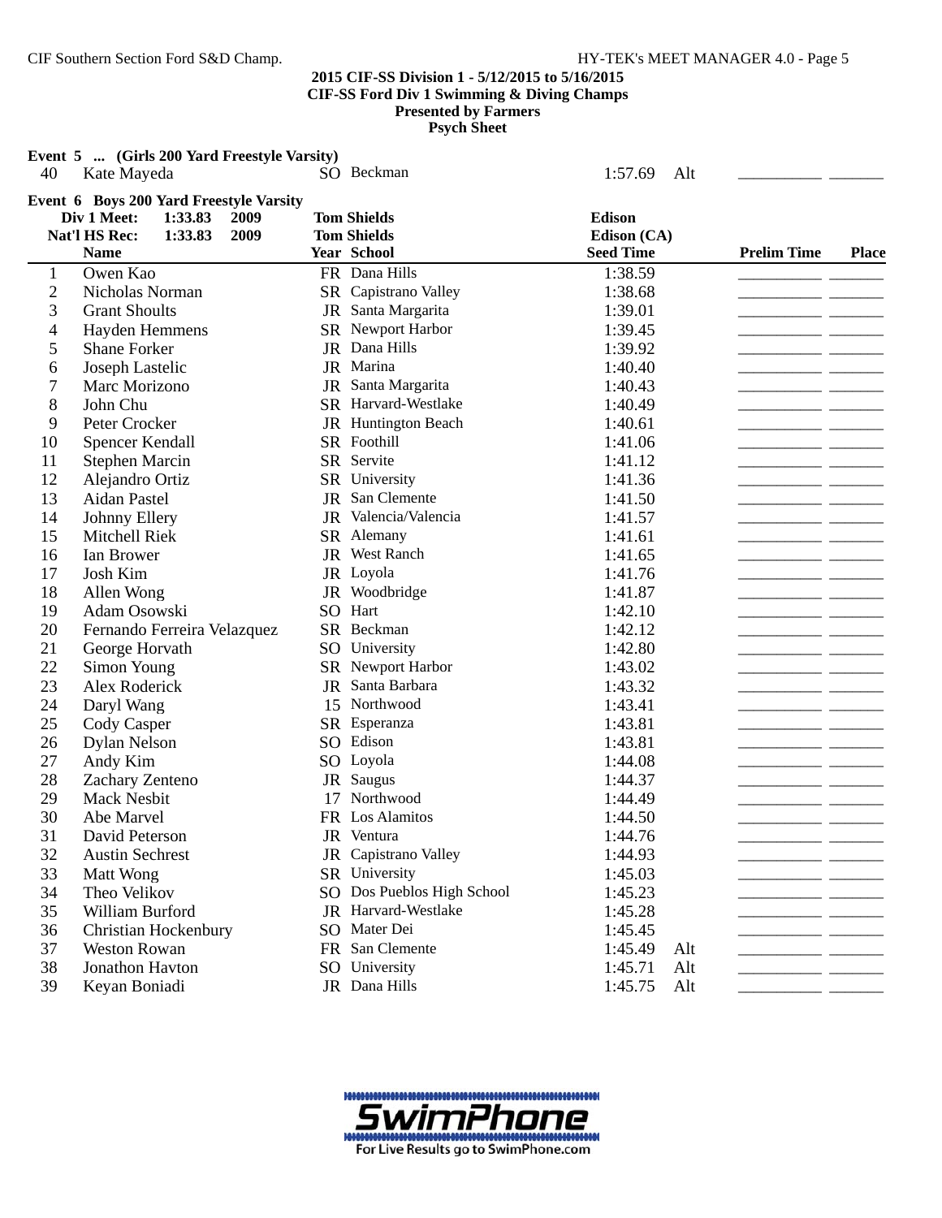**2015 CIF-SS Division 1 - 5/12/2015 to 5/16/2015**
**CIF-SS Ford Div 1 Swimming & Diving Champs**
**Presented by Farmers**
**Psych Sheet**

**Event 5 ... (Girls 200 Yard Freestyle Varsity)**

| | Name | Year | School | Seed Time | | Prelim Time | Place |
|---|---|---|---|---|---|---|---|
| 40 | Kate Mayeda | SO | Beckman | 1:57.69 | Alt | | |

**Event 6 Boys 200 Yard Freestyle Varsity**

| | | | | |
|---|---|---|---|---|
| Div 1 Meet: | 1:33.83 | 2009 | Tom Shields | Edison |
| Nat'l HS Rec: | 1:33.83 | 2009 | Tom Shields | Edison (CA) |

| | Name | Year | School | Seed Time | | Prelim Time | Place |
|---|---|---|---|---|---|---|---|
| 1 | Owen Kao | FR | Dana Hills | 1:38.59 | | | |
| 2 | Nicholas Norman | SR | Capistrano Valley | 1:38.68 | | | |
| 3 | Grant Shoults | JR | Santa Margarita | 1:39.01 | | | |
| 4 | Hayden Hemmens | SR | Newport Harbor | 1:39.45 | | | |
| 5 | Shane Forker | JR | Dana Hills | 1:39.92 | | | |
| 6 | Joseph Lastelic | JR | Marina | 1:40.40 | | | |
| 7 | Marc Morizono | JR | Santa Margarita | 1:40.43 | | | |
| 8 | John Chu | SR | Harvard-Westlake | 1:40.49 | | | |
| 9 | Peter Crocker | JR | Huntington Beach | 1:40.61 | | | |
| 10 | Spencer Kendall | SR | Foothill | 1:41.06 | | | |
| 11 | Stephen Marcin | SR | Servite | 1:41.12 | | | |
| 12 | Alejandro Ortiz | SR | University | 1:41.36 | | | |
| 13 | Aidan Pastel | JR | San Clemente | 1:41.50 | | | |
| 14 | Johnny Ellery | JR | Valencia/Valencia | 1:41.57 | | | |
| 15 | Mitchell Riek | SR | Alemany | 1:41.61 | | | |
| 16 | Ian Brower | JR | West Ranch | 1:41.65 | | | |
| 17 | Josh Kim | JR | Loyola | 1:41.76 | | | |
| 18 | Allen Wong | JR | Woodbridge | 1:41.87 | | | |
| 19 | Adam Osowski | SO | Hart | 1:42.10 | | | |
| 20 | Fernando Ferreira Velazquez | SR | Beckman | 1:42.12 | | | |
| 21 | George Horvath | SO | University | 1:42.80 | | | |
| 22 | Simon Young | SR | Newport Harbor | 1:43.02 | | | |
| 23 | Alex Roderick | JR | Santa Barbara | 1:43.32 | | | |
| 24 | Daryl Wang | 15 | Northwood | 1:43.41 | | | |
| 25 | Cody Casper | SR | Esperanza | 1:43.81 | | | |
| 26 | Dylan Nelson | SO | Edison | 1:43.81 | | | |
| 27 | Andy Kim | SO | Loyola | 1:44.08 | | | |
| 28 | Zachary Zenteno | JR | Saugus | 1:44.37 | | | |
| 29 | Mack Nesbit | 17 | Northwood | 1:44.49 | | | |
| 30 | Abe Marvel | FR | Los Alamitos | 1:44.50 | | | |
| 31 | David Peterson | JR | Ventura | 1:44.76 | | | |
| 32 | Austin Sechrest | JR | Capistrano Valley | 1:44.93 | | | |
| 33 | Matt Wong | SR | University | 1:45.03 | | | |
| 34 | Theo Velikov | SO | Dos Pueblos High School | 1:45.23 | | | |
| 35 | William Burford | JR | Harvard-Westlake | 1:45.28 | | | |
| 36 | Christian Hockenbury | SO | Mater Dei | 1:45.45 | | | |
| 37 | Weston Rowan | FR | San Clemente | 1:45.49 | Alt | | |
| 38 | Jonathon Havton | SO | University | 1:45.71 | Alt | | |
| 39 | Keyan Boniadi | JR | Dana Hills | 1:45.75 | Alt | | |

SwimPhone
For Live Results go to SwimPhone.com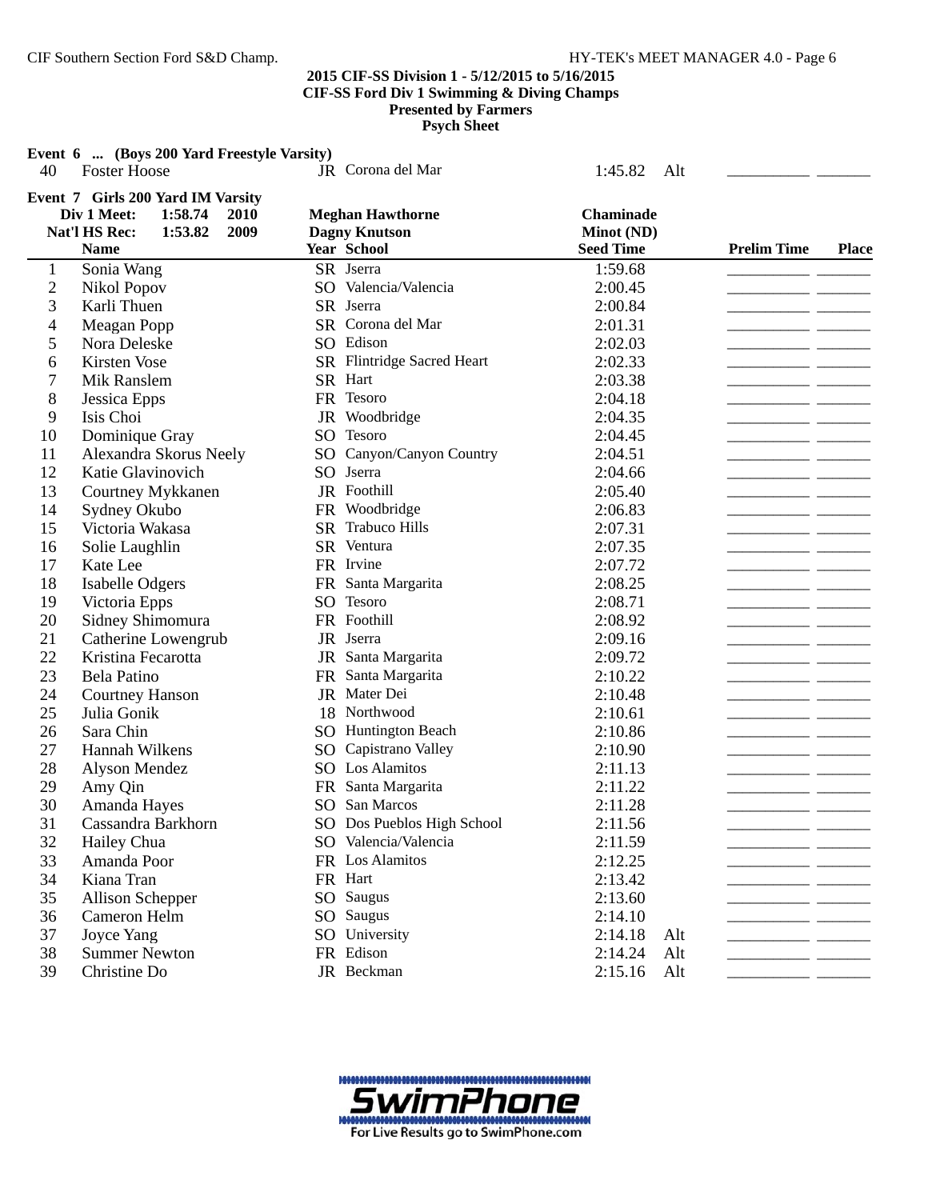**2015 CIF-SS Division 1 - 5/12/2015 to 5/16/2015**
**CIF-SS Ford Div 1 Swimming & Diving Champs**
**Presented by Farmers**
**Psych Sheet**

**Event 6 ... (Boys 200 Yard Freestyle Varsity)**

| | Name | Year | School | Seed Time | | Prelim Time | Place |
|---|---|---|---|---|---|---|---|
| 40 | Foster Hoose | JR | Corona del Mar | 1:45.82 | Alt | | |

**Event 7 Girls 200 Yard IM Varsity**

| | | | |
|---|---|---|---|
| Div 1 Meet: 1:58.74 | 2010 | Meghan Hawthorne | Chaminade |
| Nat'l HS Rec: 1:53.82 | 2009 | Dagny Knutson | Minot (ND) |

| | Name | Year | School | Seed Time | | Prelim Time | Place |
|---|---|---|---|---|---|---|---|
| 1 | Sonia Wang | SR | Jserra | 1:59.68 | | | |
| 2 | Nikol Popov | SO | Valencia/Valencia | 2:00.45 | | | |
| 3 | Karli Thuen | SR | Jserra | 2:00.84 | | | |
| 4 | Meagan Popp | SR | Corona del Mar | 2:01.31 | | | |
| 5 | Nora Deleske | SO | Edison | 2:02.03 | | | |
| 6 | Kirsten Vose | SR | Flintridge Sacred Heart | 2:02.33 | | | |
| 7 | Mik Ranslem | SR | Hart | 2:03.38 | | | |
| 8 | Jessica Epps | FR | Tesoro | 2:04.18 | | | |
| 9 | Isis Choi | JR | Woodbridge | 2:04.35 | | | |
| 10 | Dominique Gray | SO | Tesoro | 2:04.45 | | | |
| 11 | Alexandra Skorus Neely | SO | Canyon/Canyon Country | 2:04.51 | | | |
| 12 | Katie Glavinovich | SO | Jserra | 2:04.66 | | | |
| 13 | Courtney Mykkanen | JR | Foothill | 2:05.40 | | | |
| 14 | Sydney Okubo | FR | Woodbridge | 2:06.83 | | | |
| 15 | Victoria Wakasa | SR | Trabuco Hills | 2:07.31 | | | |
| 16 | Solie Laughlin | SR | Ventura | 2:07.35 | | | |
| 17 | Kate Lee | FR | Irvine | 2:07.72 | | | |
| 18 | Isabelle Odgers | FR | Santa Margarita | 2:08.25 | | | |
| 19 | Victoria Epps | SO | Tesoro | 2:08.71 | | | |
| 20 | Sidney Shimomura | FR | Foothill | 2:08.92 | | | |
| 21 | Catherine Lowengrub | JR | Jserra | 2:09.16 | | | |
| 22 | Kristina Fecarotta | JR | Santa Margarita | 2:09.72 | | | |
| 23 | Bela Patino | FR | Santa Margarita | 2:10.22 | | | |
| 24 | Courtney Hanson | JR | Mater Dei | 2:10.48 | | | |
| 25 | Julia Gonik | 18 | Northwood | 2:10.61 | | | |
| 26 | Sara Chin | SO | Huntington Beach | 2:10.86 | | | |
| 27 | Hannah Wilkens | SO | Capistrano Valley | 2:10.90 | | | |
| 28 | Alyson Mendez | SO | Los Alamitos | 2:11.13 | | | |
| 29 | Amy Qin | FR | Santa Margarita | 2:11.22 | | | |
| 30 | Amanda Hayes | SO | San Marcos | 2:11.28 | | | |
| 31 | Cassandra Barkhorn | SO | Dos Pueblos High School | 2:11.56 | | | |
| 32 | Hailey Chua | SO | Valencia/Valencia | 2:11.59 | | | |
| 33 | Amanda Poor | FR | Los Alamitos | 2:12.25 | | | |
| 34 | Kiana Tran | FR | Hart | 2:13.42 | | | |
| 35 | Allison Schepper | SO | Saugus | 2:13.60 | | | |
| 36 | Cameron Helm | SO | Saugus | 2:14.10 | | | |
| 37 | Joyce Yang | SO | University | 2:14.18 | Alt | | |
| 38 | Summer Newton | FR | Edison | 2:14.24 | Alt | | |
| 39 | Christine Do | JR | Beckman | 2:15.16 | Alt | | |

SwimPhone
For Live Results go to SwimPhone.com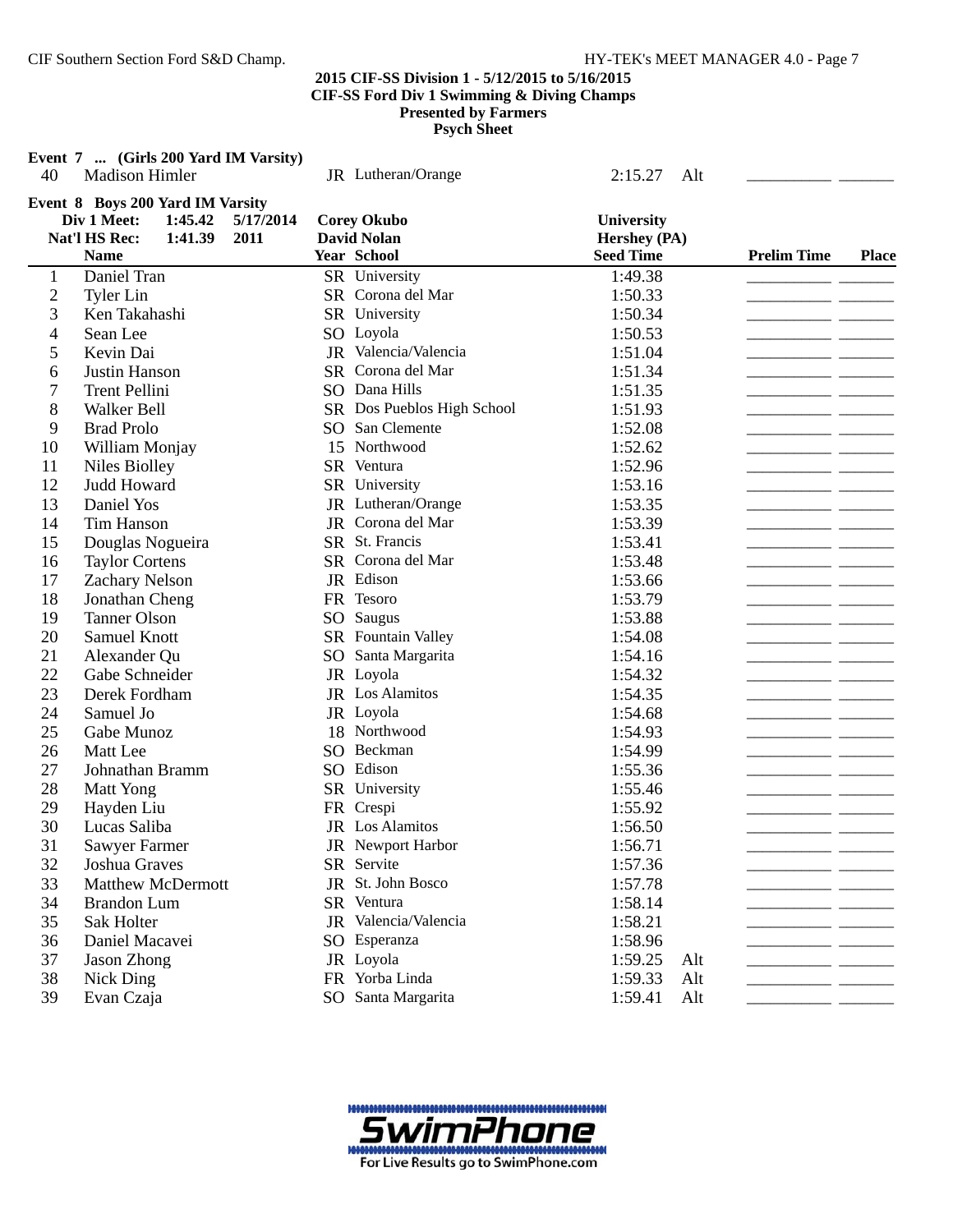**2015 CIF-SS Division 1 - 5/12/2015 to 5/16/2015**
**CIF-SS Ford Div 1 Swimming & Diving Champs**
**Presented by Farmers**
**Psych Sheet**

**Event 7 ... (Girls 200 Yard IM Varsity)**

| # | Name | Year | School | Seed Time | | Prelim Time | Place |
|---|---|---|---|---|---|---|---|
| 40 | Madison Himler | JR | Lutheran/Orange | 2:15.27 | Alt | | |

**Event 8 Boys 200 Yard IM Varsity**

Div 1 Meet: 1:45.42 5/17/2014 Corey Okubo University
Nat'l HS Rec: 1:41.39 2011 David Nolan Hershey (PA)

| # | Name | Year | School | Seed Time | | Prelim Time | Place |
|---|---|---|---|---|---|---|---|
| 1 | Daniel Tran | SR | University | 1:49.38 | | | |
| 2 | Tyler Lin | SR | Corona del Mar | 1:50.33 | | | |
| 3 | Ken Takahashi | SR | University | 1:50.34 | | | |
| 4 | Sean Lee | SO | Loyola | 1:50.53 | | | |
| 5 | Kevin Dai | JR | Valencia/Valencia | 1:51.04 | | | |
| 6 | Justin Hanson | SR | Corona del Mar | 1:51.34 | | | |
| 7 | Trent Pellini | SO | Dana Hills | 1:51.35 | | | |
| 8 | Walker Bell | SR | Dos Pueblos High School | 1:51.93 | | | |
| 9 | Brad Prolo | SO | San Clemente | 1:52.08 | | | |
| 10 | William Monjay | 15 | Northwood | 1:52.62 | | | |
| 11 | Niles Biolley | SR | Ventura | 1:52.96 | | | |
| 12 | Judd Howard | SR | University | 1:53.16 | | | |
| 13 | Daniel Yos | JR | Lutheran/Orange | 1:53.35 | | | |
| 14 | Tim Hanson | JR | Corona del Mar | 1:53.39 | | | |
| 15 | Douglas Nogueira | SR | St. Francis | 1:53.41 | | | |
| 16 | Taylor Cortens | SR | Corona del Mar | 1:53.48 | | | |
| 17 | Zachary Nelson | JR | Edison | 1:53.66 | | | |
| 18 | Jonathan Cheng | FR | Tesoro | 1:53.79 | | | |
| 19 | Tanner Olson | SO | Saugus | 1:53.88 | | | |
| 20 | Samuel Knott | SR | Fountain Valley | 1:54.08 | | | |
| 21 | Alexander Qu | SO | Santa Margarita | 1:54.16 | | | |
| 22 | Gabe Schneider | JR | Loyola | 1:54.32 | | | |
| 23 | Derek Fordham | JR | Los Alamitos | 1:54.35 | | | |
| 24 | Samuel Jo | JR | Loyola | 1:54.68 | | | |
| 25 | Gabe Munoz | 18 | Northwood | 1:54.93 | | | |
| 26 | Matt Lee | SO | Beckman | 1:54.99 | | | |
| 27 | Johnathan Bramm | SO | Edison | 1:55.36 | | | |
| 28 | Matt Yong | SR | University | 1:55.46 | | | |
| 29 | Hayden Liu | FR | Crespi | 1:55.92 | | | |
| 30 | Lucas Saliba | JR | Los Alamitos | 1:56.50 | | | |
| 31 | Sawyer Farmer | JR | Newport Harbor | 1:56.71 | | | |
| 32 | Joshua Graves | SR | Servite | 1:57.36 | | | |
| 33 | Matthew McDermott | JR | St. John Bosco | 1:57.78 | | | |
| 34 | Brandon Lum | SR | Ventura | 1:58.14 | | | |
| 35 | Sak Holter | JR | Valencia/Valencia | 1:58.21 | | | |
| 36 | Daniel Macavei | SO | Esperanza | 1:58.96 | | | |
| 37 | Jason Zhong | JR | Loyola | 1:59.25 | Alt | | |
| 38 | Nick Ding | FR | Yorba Linda | 1:59.33 | Alt | | |
| 39 | Evan Czaja | SO | Santa Margarita | 1:59.41 | Alt | | |

SwimPhone
For Live Results go to SwimPhone.com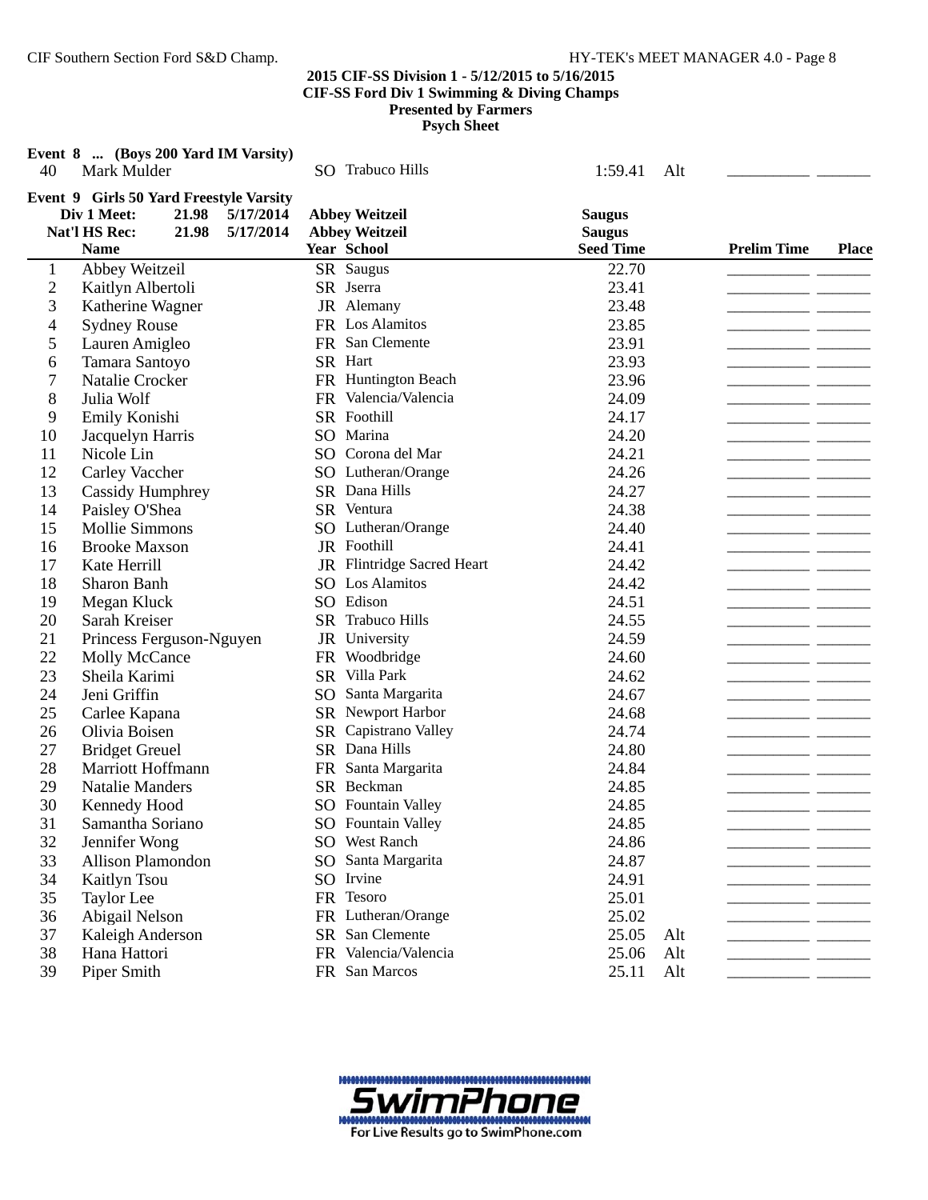**2015 CIF-SS Division 1 - 5/12/2015 to 5/16/2015**
**CIF-SS Ford Div 1 Swimming & Diving Champs**
**Presented by Farmers**
**Psych Sheet**

**Event 8 ... (Boys 200 Yard IM Varsity)**

| | Name | Year | School | Seed Time | | Prelim Time | Place |
|---|---|---|---|---|---|---|---|
| 40 | Mark Mulder | SO | Trabuco Hills | 1:59.41 | Alt | __________ | _______ |

**Event 9 Girls 50 Yard Freestyle Varsity**

| | Div 1 Meet: 21.98 5/17/2014 | | Abbey Weitzeil | Saugus | | | |
|---|---|---|---|---|---|---|---|
| | Nat'l HS Rec: 21.98 5/17/2014 | | Abbey Weitzeil | Saugus | | | |
| | **Name** | **Year** | **School** | **Seed Time** | | **Prelim Time** | **Place** |
| 1 | Abbey Weitzeil | SR | Saugus | 22.70 | | __________ | _______ |
| 2 | Kaitlyn Albertoli | SR | Jserra | 23.41 | | __________ | _______ |
| 3 | Katherine Wagner | JR | Alemany | 23.48 | | __________ | _______ |
| 4 | Sydney Rouse | FR | Los Alamitos | 23.85 | | __________ | _______ |
| 5 | Lauren Amigleo | FR | San Clemente | 23.91 | | __________ | _______ |
| 6 | Tamara Santoyo | SR | Hart | 23.93 | | __________ | _______ |
| 7 | Natalie Crocker | FR | Huntington Beach | 23.96 | | __________ | _______ |
| 8 | Julia Wolf | FR | Valencia/Valencia | 24.09 | | __________ | _______ |
| 9 | Emily Konishi | SR | Foothill | 24.17 | | __________ | _______ |
| 10 | Jacquelyn Harris | SO | Marina | 24.20 | | __________ | _______ |
| 11 | Nicole Lin | SO | Corona del Mar | 24.21 | | __________ | _______ |
| 12 | Carley Vaccher | SO | Lutheran/Orange | 24.26 | | __________ | _______ |
| 13 | Cassidy Humphrey | SR | Dana Hills | 24.27 | | __________ | _______ |
| 14 | Paisley O'Shea | SR | Ventura | 24.38 | | __________ | _______ |
| 15 | Mollie Simmons | SO | Lutheran/Orange | 24.40 | | __________ | _______ |
| 16 | Brooke Maxson | JR | Foothill | 24.41 | | __________ | _______ |
| 17 | Kate Herrill | JR | Flintridge Sacred Heart | 24.42 | | __________ | _______ |
| 18 | Sharon Banh | SO | Los Alamitos | 24.42 | | __________ | _______ |
| 19 | Megan Kluck | SO | Edison | 24.51 | | __________ | _______ |
| 20 | Sarah Kreiser | SR | Trabuco Hills | 24.55 | | __________ | _______ |
| 21 | Princess Ferguson-Nguyen | JR | University | 24.59 | | __________ | _______ |
| 22 | Molly McCance | FR | Woodbridge | 24.60 | | __________ | _______ |
| 23 | Sheila Karimi | SR | Villa Park | 24.62 | | __________ | _______ |
| 24 | Jeni Griffin | SO | Santa Margarita | 24.67 | | __________ | _______ |
| 25 | Carlee Kapana | SR | Newport Harbor | 24.68 | | __________ | _______ |
| 26 | Olivia Boisen | SR | Capistrano Valley | 24.74 | | __________ | _______ |
| 27 | Bridget Greuel | SR | Dana Hills | 24.80 | | __________ | _______ |
| 28 | Marriott Hoffmann | FR | Santa Margarita | 24.84 | | __________ | _______ |
| 29 | Natalie Manders | SR | Beckman | 24.85 | | __________ | _______ |
| 30 | Kennedy Hood | SO | Fountain Valley | 24.85 | | __________ | _______ |
| 31 | Samantha Soriano | SO | Fountain Valley | 24.85 | | __________ | _______ |
| 32 | Jennifer Wong | SO | West Ranch | 24.86 | | __________ | _______ |
| 33 | Allison Plamondon | SO | Santa Margarita | 24.87 | | __________ | _______ |
| 34 | Kaitlyn Tsou | SO | Irvine | 24.91 | | __________ | _______ |
| 35 | Taylor Lee | FR | Tesoro | 25.01 | | __________ | _______ |
| 36 | Abigail Nelson | FR | Lutheran/Orange | 25.02 | | __________ | _______ |
| 37 | Kaleigh Anderson | SR | San Clemente | 25.05 | Alt | __________ | _______ |
| 38 | Hana Hattori | FR | Valencia/Valencia | 25.06 | Alt | __________ | _______ |
| 39 | Piper Smith | FR | San Marcos | 25.11 | Alt | __________ | _______ |

SwimPhone
For Live Results go to SwimPhone.com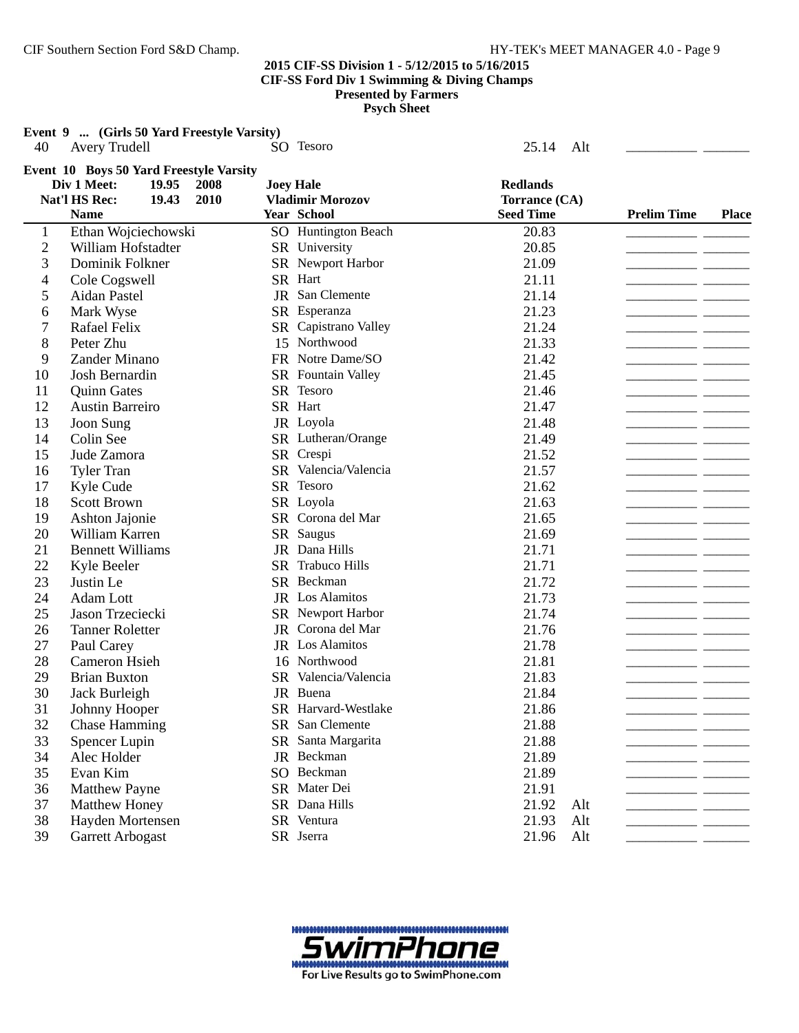**2015 CIF-SS Division 1 - 5/12/2015 to 5/16/2015**
**CIF-SS Ford Div 1 Swimming & Diving Champs**
**Presented by Farmers**
**Psych Sheet**

**Event 9 ... (Girls 50 Yard Freestyle Varsity)**

| | Name | Year | School | Seed Time | | Prelim Time | Place |
|---|---|---|---|---|---|---|---|
| 40 | Avery Trudell | SO | Tesoro | 25.14 | Alt | __________ | _______ |

**Event 10 Boys 50 Yard Freestyle Varsity**

| | | | | |
|---|---|---|---|---|
| Div 1 Meet: | 19.95 | 2008 | Joey Hale | Redlands |
| Nat'l HS Rec: | 19.43 | 2010 | Vladimir Morozov | Torrance (CA) |

| | Name | Year | School | Seed Time | | Prelim Time | Place |
|---|---|---|---|---|---|---|---|
| 1 | Ethan Wojciechowski | SO | Huntington Beach | 20.83 | | __________ | _______ |
| 2 | William Hofstadter | SR | University | 20.85 | | __________ | _______ |
| 3 | Dominik Folkner | SR | Newport Harbor | 21.09 | | __________ | _______ |
| 4 | Cole Cogswell | SR | Hart | 21.11 | | __________ | _______ |
| 5 | Aidan Pastel | JR | San Clemente | 21.14 | | __________ | _______ |
| 6 | Mark Wyse | SR | Esperanza | 21.23 | | __________ | _______ |
| 7 | Rafael Felix | SR | Capistrano Valley | 21.24 | | __________ | _______ |
| 8 | Peter Zhu | 15 | Northwood | 21.33 | | __________ | _______ |
| 9 | Zander Minano | FR | Notre Dame/SO | 21.42 | | __________ | _______ |
| 10 | Josh Bernardin | SR | Fountain Valley | 21.45 | | __________ | _______ |
| 11 | Quinn Gates | SR | Tesoro | 21.46 | | __________ | _______ |
| 12 | Austin Barreiro | SR | Hart | 21.47 | | __________ | _______ |
| 13 | Joon Sung | JR | Loyola | 21.48 | | __________ | _______ |
| 14 | Colin See | SR | Lutheran/Orange | 21.49 | | __________ | _______ |
| 15 | Jude Zamora | SR | Crespi | 21.52 | | __________ | _______ |
| 16 | Tyler Tran | SR | Valencia/Valencia | 21.57 | | __________ | _______ |
| 17 | Kyle Cude | SR | Tesoro | 21.62 | | __________ | _______ |
| 18 | Scott Brown | SR | Loyola | 21.63 | | __________ | _______ |
| 19 | Ashton Jajonie | SR | Corona del Mar | 21.65 | | __________ | _______ |
| 20 | William Karren | SR | Saugus | 21.69 | | __________ | _______ |
| 21 | Bennett Williams | JR | Dana Hills | 21.71 | | __________ | _______ |
| 22 | Kyle Beeler | SR | Trabuco Hills | 21.71 | | __________ | _______ |
| 23 | Justin Le | SR | Beckman | 21.72 | | __________ | _______ |
| 24 | Adam Lott | JR | Los Alamitos | 21.73 | | __________ | _______ |
| 25 | Jason Trzeciecki | SR | Newport Harbor | 21.74 | | __________ | _______ |
| 26 | Tanner Roletter | JR | Corona del Mar | 21.76 | | __________ | _______ |
| 27 | Paul Carey | JR | Los Alamitos | 21.78 | | __________ | _______ |
| 28 | Cameron Hsieh | 16 | Northwood | 21.81 | | __________ | _______ |
| 29 | Brian Buxton | SR | Valencia/Valencia | 21.83 | | __________ | _______ |
| 30 | Jack Burleigh | JR | Buena | 21.84 | | __________ | _______ |
| 31 | Johnny Hooper | SR | Harvard-Westlake | 21.86 | | __________ | _______ |
| 32 | Chase Hamming | SR | San Clemente | 21.88 | | __________ | _______ |
| 33 | Spencer Lupin | SR | Santa Margarita | 21.88 | | __________ | _______ |
| 34 | Alec Holder | JR | Beckman | 21.89 | | __________ | _______ |
| 35 | Evan Kim | SO | Beckman | 21.89 | | __________ | _______ |
| 36 | Matthew Payne | SR | Mater Dei | 21.91 | | __________ | _______ |
| 37 | Matthew Honey | SR | Dana Hills | 21.92 | Alt | __________ | _______ |
| 38 | Hayden Mortensen | SR | Ventura | 21.93 | Alt | __________ | _______ |
| 39 | Garrett Arbogast | SR | Jserra | 21.96 | Alt | __________ | _______ |

SwimPhone
For Live Results go to SwimPhone.com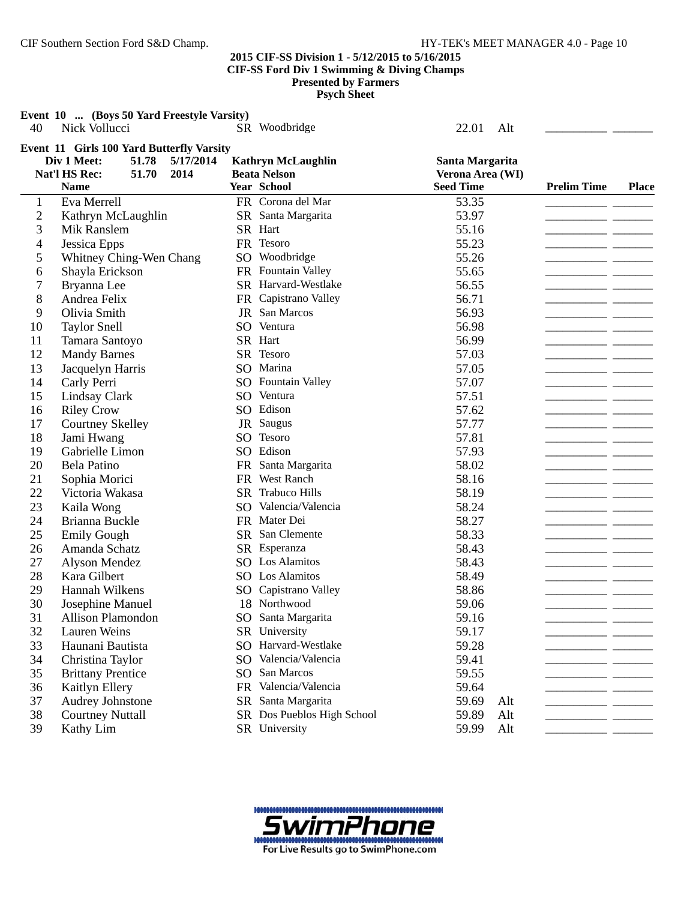**2015 CIF-SS Division 1 - 5/12/2015 to 5/16/2015**
**CIF-SS Ford Div 1 Swimming & Diving Champs**
**Presented by Farmers**
**Psych Sheet**

**Event 10 ... (Boys 50 Yard Freestyle Varsity)**

| | Name | Year | School | Seed Time | | Prelim Time | Place |
|---|---|---|---|---|---|---|---|
| 40 | Nick Vollucci | SR | Woodbridge | 22.01 | Alt | ___________ | _______ |

**Event 11 Girls 100 Yard Butterfly Varsity**

| | | | |
|---|---|---|---|
| Div 1 Meet: | 51.78 5/17/2014 | Kathryn McLaughlin | Santa Margarita |
| Nat'l HS Rec: | 51.70 2014 | Beata Nelson | Verona Area (WI) |

| | Name | Year | School | Seed Time | | Prelim Time | Place |
|---|---|---|---|---|---|---|---|
| 1 | Eva Merrell | FR | Corona del Mar | 53.35 | | ___________ | _______ |
| 2 | Kathryn McLaughlin | SR | Santa Margarita | 53.97 | | ___________ | _______ |
| 3 | Mik Ranslem | SR | Hart | 55.16 | | ___________ | _______ |
| 4 | Jessica Epps | FR | Tesoro | 55.23 | | ___________ | _______ |
| 5 | Whitney Ching-Wen Chang | SO | Woodbridge | 55.26 | | ___________ | _______ |
| 6 | Shayla Erickson | FR | Fountain Valley | 55.65 | | ___________ | _______ |
| 7 | Bryanna Lee | SR | Harvard-Westlake | 56.55 | | ___________ | _______ |
| 8 | Andrea Felix | FR | Capistrano Valley | 56.71 | | ___________ | _______ |
| 9 | Olivia Smith | JR | San Marcos | 56.93 | | ___________ | _______ |
| 10 | Taylor Snell | SO | Ventura | 56.98 | | ___________ | _______ |
| 11 | Tamara Santoyo | SR | Hart | 56.99 | | ___________ | _______ |
| 12 | Mandy Barnes | SR | Tesoro | 57.03 | | ___________ | _______ |
| 13 | Jacquelyn Harris | SO | Marina | 57.05 | | ___________ | _______ |
| 14 | Carly Perri | SO | Fountain Valley | 57.07 | | ___________ | _______ |
| 15 | Lindsay Clark | SO | Ventura | 57.51 | | ___________ | _______ |
| 16 | Riley Crow | SO | Edison | 57.62 | | ___________ | _______ |
| 17 | Courtney Skelley | JR | Saugus | 57.77 | | ___________ | _______ |
| 18 | Jami Hwang | SO | Tesoro | 57.81 | | ___________ | _______ |
| 19 | Gabrielle Limon | SO | Edison | 57.93 | | ___________ | _______ |
| 20 | Bela Patino | FR | Santa Margarita | 58.02 | | ___________ | _______ |
| 21 | Sophia Morici | FR | West Ranch | 58.16 | | ___________ | _______ |
| 22 | Victoria Wakasa | SR | Trabuco Hills | 58.19 | | ___________ | _______ |
| 23 | Kaila Wong | SO | Valencia/Valencia | 58.24 | | ___________ | _______ |
| 24 | Brianna Buckle | FR | Mater Dei | 58.27 | | ___________ | _______ |
| 25 | Emily Gough | SR | San Clemente | 58.33 | | ___________ | _______ |
| 26 | Amanda Schatz | SR | Esperanza | 58.43 | | ___________ | _______ |
| 27 | Alyson Mendez | SO | Los Alamitos | 58.43 | | ___________ | _______ |
| 28 | Kara Gilbert | SO | Los Alamitos | 58.49 | | ___________ | _______ |
| 29 | Hannah Wilkens | SO | Capistrano Valley | 58.86 | | ___________ | _______ |
| 30 | Josephine Manuel | 18 | Northwood | 59.06 | | ___________ | _______ |
| 31 | Allison Plamondon | SO | Santa Margarita | 59.16 | | ___________ | _______ |
| 32 | Lauren Weins | SR | University | 59.17 | | ___________ | _______ |
| 33 | Haunani Bautista | SO | Harvard-Westlake | 59.28 | | ___________ | _______ |
| 34 | Christina Taylor | SO | Valencia/Valencia | 59.41 | | ___________ | _______ |
| 35 | Brittany Prentice | SO | San Marcos | 59.55 | | ___________ | _______ |
| 36 | Kaitlyn Ellery | FR | Valencia/Valencia | 59.64 | | ___________ | _______ |
| 37 | Audrey Johnstone | SR | Santa Margarita | 59.69 | Alt | ___________ | _______ |
| 38 | Courtney Nuttall | SR | Dos Pueblos High School | 59.89 | Alt | ___________ | _______ |
| 39 | Kathy Lim | SR | University | 59.99 | Alt | ___________ | _______ |

SwimPhone
For Live Results go to SwimPhone.com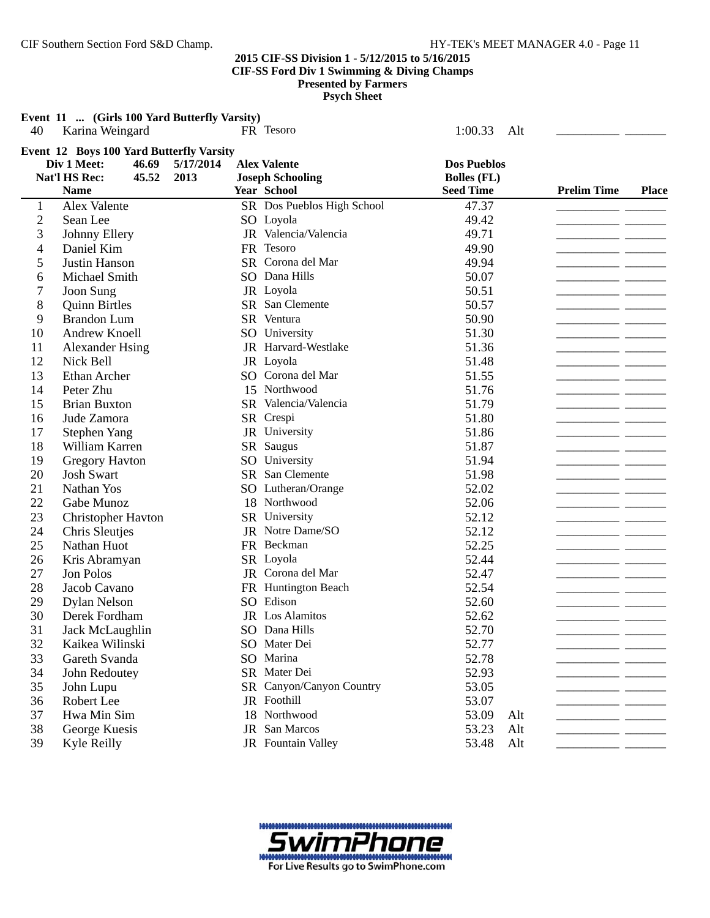2015 CIF-SS Division 1 - 5/12/2015 to 5/16/2015
CIF-SS Ford Div 1 Swimming & Diving Champs
Presented by Farmers
Psych Sheet

**Event 11 ... (Girls 100 Yard Butterfly Varsity)**

| | Name | Year | School | Seed Time | | Prelim Time | Place |
|---|---|---|---|---|---|---|---|
| 40 | Karina Weingard | FR | Tesoro | 1:00.33 | Alt | | |

**Event 12 Boys 100 Yard Butterfly Varsity**

| | | | | |
|---|---|---|---|---|
| Div 1 Meet: | 46.69 | 5/17/2014 | Alex Valente | Dos Pueblos |
| Nat'l HS Rec: | 45.52 | 2013 | Joseph Schooling | Bolles (FL) |

| | Name | Year | School | Seed Time | | Prelim Time | Place |
|---|---|---|---|---|---|---|---|
| 1 | Alex Valente | SR | Dos Pueblos High School | 47.37 | | | |
| 2 | Sean Lee | SO | Loyola | 49.42 | | | |
| 3 | Johnny Ellery | JR | Valencia/Valencia | 49.71 | | | |
| 4 | Daniel Kim | FR | Tesoro | 49.90 | | | |
| 5 | Justin Hanson | SR | Corona del Mar | 49.94 | | | |
| 6 | Michael Smith | SO | Dana Hills | 50.07 | | | |
| 7 | Joon Sung | JR | Loyola | 50.51 | | | |
| 8 | Quinn Birtles | SR | San Clemente | 50.57 | | | |
| 9 | Brandon Lum | SR | Ventura | 50.90 | | | |
| 10 | Andrew Knoell | SO | University | 51.30 | | | |
| 11 | Alexander Hsing | JR | Harvard-Westlake | 51.36 | | | |
| 12 | Nick Bell | JR | Loyola | 51.48 | | | |
| 13 | Ethan Archer | SO | Corona del Mar | 51.55 | | | |
| 14 | Peter Zhu | 15 | Northwood | 51.76 | | | |
| 15 | Brian Buxton | SR | Valencia/Valencia | 51.79 | | | |
| 16 | Jude Zamora | SR | Crespi | 51.80 | | | |
| 17 | Stephen Yang | JR | University | 51.86 | | | |
| 18 | William Karren | SR | Saugus | 51.87 | | | |
| 19 | Gregory Havton | SO | University | 51.94 | | | |
| 20 | Josh Swart | SR | San Clemente | 51.98 | | | |
| 21 | Nathan Yos | SO | Lutheran/Orange | 52.02 | | | |
| 22 | Gabe Munoz | 18 | Northwood | 52.06 | | | |
| 23 | Christopher Havton | SR | University | 52.12 | | | |
| 24 | Chris Sleutjes | JR | Notre Dame/SO | 52.12 | | | |
| 25 | Nathan Huot | FR | Beckman | 52.25 | | | |
| 26 | Kris Abramyan | SR | Loyola | 52.44 | | | |
| 27 | Jon Polos | JR | Corona del Mar | 52.47 | | | |
| 28 | Jacob Cavano | FR | Huntington Beach | 52.54 | | | |
| 29 | Dylan Nelson | SO | Edison | 52.60 | | | |
| 30 | Derek Fordham | JR | Los Alamitos | 52.62 | | | |
| 31 | Jack McLaughlin | SO | Dana Hills | 52.70 | | | |
| 32 | Kaikea Wilinski | SO | Mater Dei | 52.77 | | | |
| 33 | Gareth Svanda | SO | Marina | 52.78 | | | |
| 34 | John Redoutey | SR | Mater Dei | 52.93 | | | |
| 35 | John Lupu | SR | Canyon/Canyon Country | 53.05 | | | |
| 36 | Robert Lee | JR | Foothill | 53.07 | | | |
| 37 | Hwa Min Sim | 18 | Northwood | 53.09 | Alt | | |
| 38 | George Kuesis | JR | San Marcos | 53.23 | Alt | | |
| 39 | Kyle Reilly | JR | Fountain Valley | 53.48 | Alt | | |

SwimPhone
For Live Results go to SwimPhone.com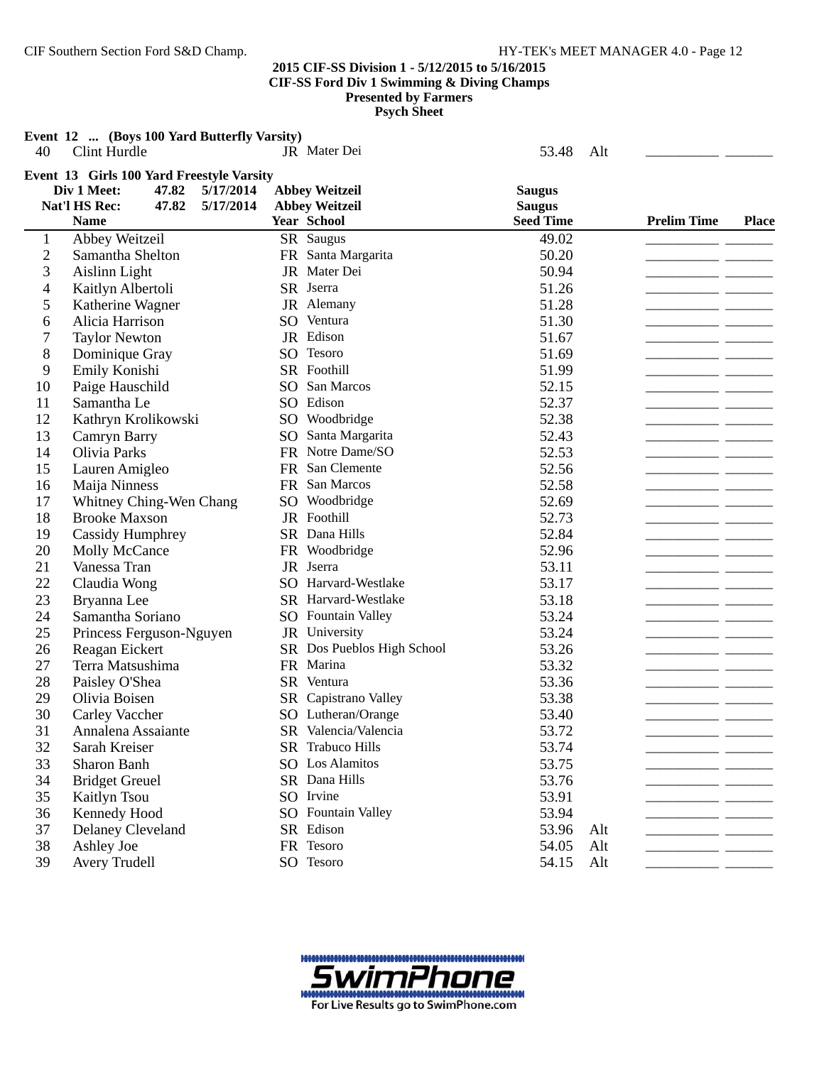**2015 CIF-SS Division 1 - 5/12/2015 to 5/16/2015**
**CIF-SS Ford Div 1 Swimming & Diving Champs**
**Presented by Farmers**
**Psych Sheet**

**Event 12 ... (Boys 100 Yard Butterfly Varsity)**

| | Name | Year | School | Seed Time | | Prelim Time | Place |
|---|---|---|---|---|---|---|---|
| 40 | Clint Hurdle | JR | Mater Dei | 53.48 | Alt | | |

**Event 13 Girls 100 Yard Freestyle Varsity**

| | | | | |
|---|---|---|---|---|
| Div 1 Meet: | 47.82 | 5/17/2014 | Abbey Weitzeil | Saugus |
| Nat'l HS Rec: | 47.82 | 5/17/2014 | Abbey Weitzeil | Saugus |

| | Name | Year | School | Seed Time | | Prelim Time | Place |
|---|---|---|---|---|---|---|---|
| 1 | Abbey Weitzeil | SR | Saugus | 49.02 | | | |
| 2 | Samantha Shelton | FR | Santa Margarita | 50.20 | | | |
| 3 | Aislinn Light | JR | Mater Dei | 50.94 | | | |
| 4 | Kaitlyn Albertoli | SR | Jserra | 51.26 | | | |
| 5 | Katherine Wagner | JR | Alemany | 51.28 | | | |
| 6 | Alicia Harrison | SO | Ventura | 51.30 | | | |
| 7 | Taylor Newton | JR | Edison | 51.67 | | | |
| 8 | Dominique Gray | SO | Tesoro | 51.69 | | | |
| 9 | Emily Konishi | SR | Foothill | 51.99 | | | |
| 10 | Paige Hauschild | SO | San Marcos | 52.15 | | | |
| 11 | Samantha Le | SO | Edison | 52.37 | | | |
| 12 | Kathryn Krolikowski | SO | Woodbridge | 52.38 | | | |
| 13 | Camryn Barry | SO | Santa Margarita | 52.43 | | | |
| 14 | Olivia Parks | FR | Notre Dame/SO | 52.53 | | | |
| 15 | Lauren Amigleo | FR | San Clemente | 52.56 | | | |
| 16 | Maija Ninness | FR | San Marcos | 52.58 | | | |
| 17 | Whitney Ching-Wen Chang | SO | Woodbridge | 52.69 | | | |
| 18 | Brooke Maxson | JR | Foothill | 52.73 | | | |
| 19 | Cassidy Humphrey | SR | Dana Hills | 52.84 | | | |
| 20 | Molly McCance | FR | Woodbridge | 52.96 | | | |
| 21 | Vanessa Tran | JR | Jserra | 53.11 | | | |
| 22 | Claudia Wong | SO | Harvard-Westlake | 53.17 | | | |
| 23 | Bryanna Lee | SR | Harvard-Westlake | 53.18 | | | |
| 24 | Samantha Soriano | SO | Fountain Valley | 53.24 | | | |
| 25 | Princess Ferguson-Nguyen | JR | University | 53.24 | | | |
| 26 | Reagan Eickert | SR | Dos Pueblos High School | 53.26 | | | |
| 27 | Terra Matsushima | FR | Marina | 53.32 | | | |
| 28 | Paisley O'Shea | SR | Ventura | 53.36 | | | |
| 29 | Olivia Boisen | SR | Capistrano Valley | 53.38 | | | |
| 30 | Carley Vaccher | SO | Lutheran/Orange | 53.40 | | | |
| 31 | Annalena Assaiante | SR | Valencia/Valencia | 53.72 | | | |
| 32 | Sarah Kreiser | SR | Trabuco Hills | 53.74 | | | |
| 33 | Sharon Banh | SO | Los Alamitos | 53.75 | | | |
| 34 | Bridget Greuel | SR | Dana Hills | 53.76 | | | |
| 35 | Kaitlyn Tsou | SO | Irvine | 53.91 | | | |
| 36 | Kennedy Hood | SO | Fountain Valley | 53.94 | | | |
| 37 | Delaney Cleveland | SR | Edison | 53.96 | Alt | | |
| 38 | Ashley Joe | FR | Tesoro | 54.05 | Alt | | |
| 39 | Avery Trudell | SO | Tesoro | 54.15 | Alt | | |

SwimPhone
For Live Results go to SwimPhone.com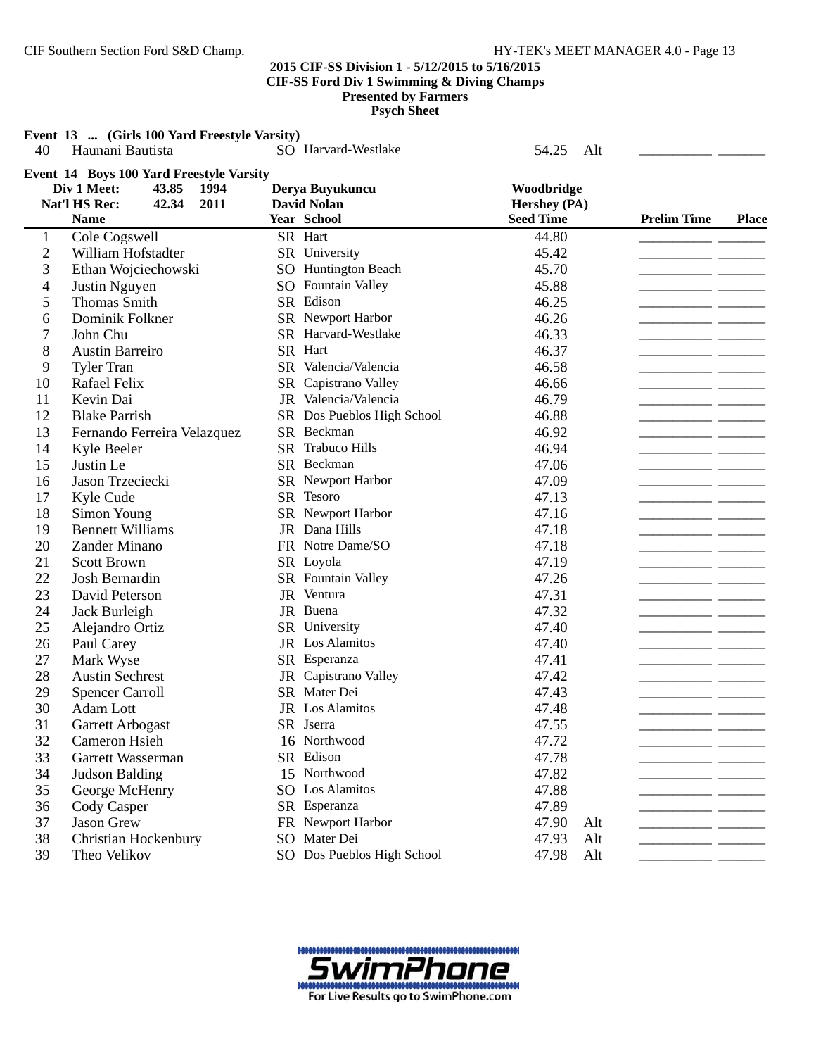2015 CIF-SS Division 1 - 5/12/2015 to 5/16/2015
CIF-SS Ford Div 1 Swimming & Diving Champs
Presented by Farmers
Psych Sheet

**Event 13 ... (Girls 100 Yard Freestyle Varsity)**

| | Name | Year | School | Seed Time | | Prelim Time | Place |
|---|---|---|---|---|---|---|---|
| 40 | Haunani Bautista | SO | Harvard-Westlake | 54.25 | Alt | | |

**Event 14 Boys 100 Yard Freestyle Varsity**

| | | | |
|---|---|---|---|
| Div 1 Meet: | 43.85 1994 | Derya Buyukuncu | Woodbridge |
| Nat'l HS Rec: | 42.34 2011 | David Nolan | Hershey (PA) |

| | Name | Year | School | Seed Time | | Prelim Time | Place |
|---|---|---|---|---|---|---|---|
| 1 | Cole Cogswell | SR | Hart | 44.80 | | | |
| 2 | William Hofstadter | SR | University | 45.42 | | | |
| 3 | Ethan Wojciechowski | SO | Huntington Beach | 45.70 | | | |
| 4 | Justin Nguyen | SO | Fountain Valley | 45.88 | | | |
| 5 | Thomas Smith | SR | Edison | 46.25 | | | |
| 6 | Dominik Folkner | SR | Newport Harbor | 46.26 | | | |
| 7 | John Chu | SR | Harvard-Westlake | 46.33 | | | |
| 8 | Austin Barreiro | SR | Hart | 46.37 | | | |
| 9 | Tyler Tran | SR | Valencia/Valencia | 46.58 | | | |
| 10 | Rafael Felix | SR | Capistrano Valley | 46.66 | | | |
| 11 | Kevin Dai | JR | Valencia/Valencia | 46.79 | | | |
| 12 | Blake Parrish | SR | Dos Pueblos High School | 46.88 | | | |
| 13 | Fernando Ferreira Velazquez | SR | Beckman | 46.92 | | | |
| 14 | Kyle Beeler | SR | Trabuco Hills | 46.94 | | | |
| 15 | Justin Le | SR | Beckman | 47.06 | | | |
| 16 | Jason Trzeciecki | SR | Newport Harbor | 47.09 | | | |
| 17 | Kyle Cude | SR | Tesoro | 47.13 | | | |
| 18 | Simon Young | SR | Newport Harbor | 47.16 | | | |
| 19 | Bennett Williams | JR | Dana Hills | 47.18 | | | |
| 20 | Zander Minano | FR | Notre Dame/SO | 47.18 | | | |
| 21 | Scott Brown | SR | Loyola | 47.19 | | | |
| 22 | Josh Bernardin | SR | Fountain Valley | 47.26 | | | |
| 23 | David Peterson | JR | Ventura | 47.31 | | | |
| 24 | Jack Burleigh | JR | Buena | 47.32 | | | |
| 25 | Alejandro Ortiz | SR | University | 47.40 | | | |
| 26 | Paul Carey | JR | Los Alamitos | 47.40 | | | |
| 27 | Mark Wyse | SR | Esperanza | 47.41 | | | |
| 28 | Austin Sechrest | JR | Capistrano Valley | 47.42 | | | |
| 29 | Spencer Carroll | SR | Mater Dei | 47.43 | | | |
| 30 | Adam Lott | JR | Los Alamitos | 47.48 | | | |
| 31 | Garrett Arbogast | SR | Jserra | 47.55 | | | |
| 32 | Cameron Hsieh | 16 | Northwood | 47.72 | | | |
| 33 | Garrett Wasserman | SR | Edison | 47.78 | | | |
| 34 | Judson Balding | 15 | Northwood | 47.82 | | | |
| 35 | George McHenry | SO | Los Alamitos | 47.88 | | | |
| 36 | Cody Casper | SR | Esperanza | 47.89 | | | |
| 37 | Jason Grew | FR | Newport Harbor | 47.90 | Alt | | |
| 38 | Christian Hockenbury | SO | Mater Dei | 47.93 | Alt | | |
| 39 | Theo Velikov | SO | Dos Pueblos High School | 47.98 | Alt | | |

SwimPhone
For Live Results go to SwimPhone.com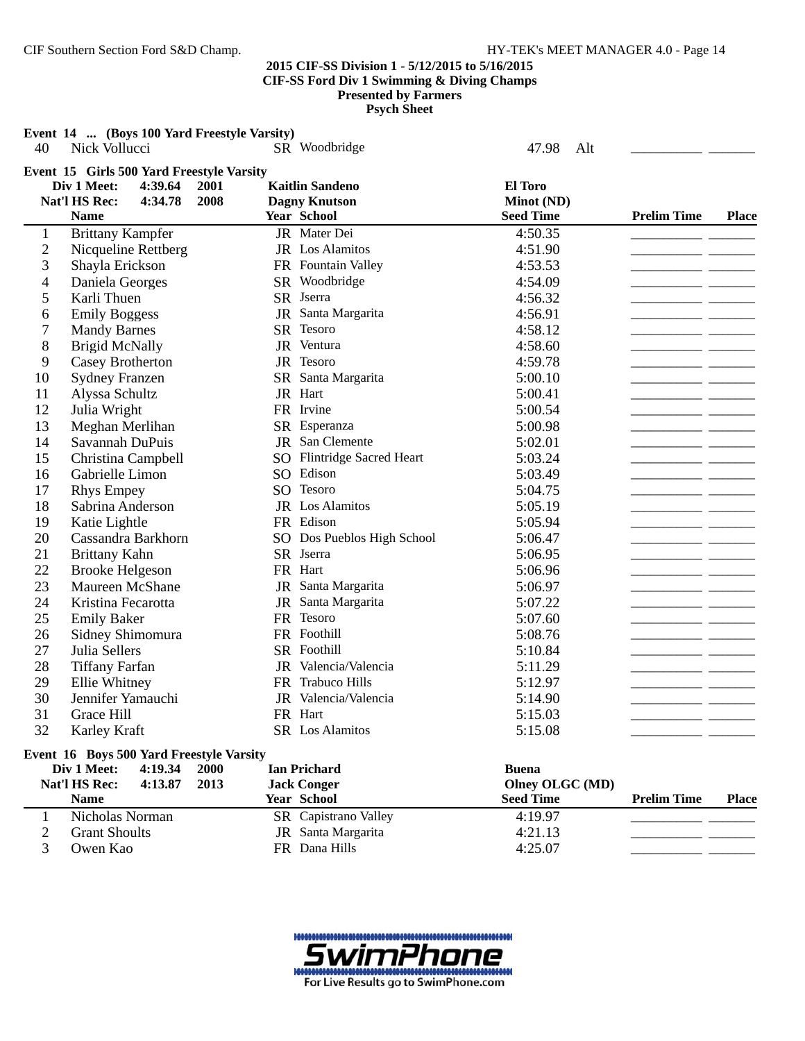**2015 CIF-SS Division 1 - 5/12/2015 to 5/16/2015**
**CIF-SS Ford Div 1 Swimming & Diving Champs**
**Presented by Farmers**
**Psych Sheet**

**Event 14 ... (Boys 100 Yard Freestyle Varsity)**

| | Name | Year | School | Seed Time | Prelim Time | Place |
|---|---|---|---|---|---|---|
| 40 | Nick Vollucci | SR | Woodbridge | 47.98 Alt | | |

**Event 15 Girls 500 Yard Freestyle Varsity**

Div 1 Meet: 4:39.64 2001 Kaitlin Sandeno El Toro
Nat'l HS Rec: 4:34.78 2008 Dagny Knutson Minot (ND)

| | Name | Year | School | Seed Time | Prelim Time | Place |
|---|---|---|---|---|---|---|
| 1 | Brittany Kampfer | JR | Mater Dei | 4:50.35 | | |
| 2 | Nicqueline Rettberg | JR | Los Alamitos | 4:51.90 | | |
| 3 | Shayla Erickson | FR | Fountain Valley | 4:53.53 | | |
| 4 | Daniela Georges | SR | Woodbridge | 4:54.09 | | |
| 5 | Karli Thuen | SR | Jserra | 4:56.32 | | |
| 6 | Emily Boggess | JR | Santa Margarita | 4:56.91 | | |
| 7 | Mandy Barnes | SR | Tesoro | 4:58.12 | | |
| 8 | Brigid McNally | JR | Ventura | 4:58.60 | | |
| 9 | Casey Brotherton | JR | Tesoro | 4:59.78 | | |
| 10 | Sydney Franzen | SR | Santa Margarita | 5:00.10 | | |
| 11 | Alyssa Schultz | JR | Hart | 5:00.41 | | |
| 12 | Julia Wright | FR | Irvine | 5:00.54 | | |
| 13 | Meghan Merlihan | SR | Esperanza | 5:00.98 | | |
| 14 | Savannah DuPuis | JR | San Clemente | 5:02.01 | | |
| 15 | Christina Campbell | SO | Flintridge Sacred Heart | 5:03.24 | | |
| 16 | Gabrielle Limon | SO | Edison | 5:03.49 | | |
| 17 | Rhys Empey | SO | Tesoro | 5:04.75 | | |
| 18 | Sabrina Anderson | JR | Los Alamitos | 5:05.19 | | |
| 19 | Katie Lightle | FR | Edison | 5:05.94 | | |
| 20 | Cassandra Barkhorn | SO | Dos Pueblos High School | 5:06.47 | | |
| 21 | Brittany Kahn | SR | Jserra | 5:06.95 | | |
| 22 | Brooke Helgeson | FR | Hart | 5:06.96 | | |
| 23 | Maureen McShane | JR | Santa Margarita | 5:06.97 | | |
| 24 | Kristina Fecarotta | JR | Santa Margarita | 5:07.22 | | |
| 25 | Emily Baker | FR | Tesoro | 5:07.60 | | |
| 26 | Sidney Shimomura | FR | Foothill | 5:08.76 | | |
| 27 | Julia Sellers | SR | Foothill | 5:10.84 | | |
| 28 | Tiffany Farfan | JR | Valencia/Valencia | 5:11.29 | | |
| 29 | Ellie Whitney | FR | Trabuco Hills | 5:12.97 | | |
| 30 | Jennifer Yamauchi | JR | Valencia/Valencia | 5:14.90 | | |
| 31 | Grace Hill | FR | Hart | 5:15.03 | | |
| 32 | Karley Kraft | SR | Los Alamitos | 5:15.08 | | |

**Event 16 Boys 500 Yard Freestyle Varsity**

Div 1 Meet: 4:19.34 2000 Ian Prichard Buena
Nat'l HS Rec: 4:13.87 2013 Jack Conger Olney OLGC (MD)

| | Name | Year | School | Seed Time | Prelim Time | Place |
|---|---|---|---|---|---|---|
| 1 | Nicholas Norman | SR | Capistrano Valley | 4:19.97 | | |
| 2 | Grant Shoults | JR | Santa Margarita | 4:21.13 | | |
| 3 | Owen Kao | FR | Dana Hills | 4:25.07 | | |

SwimPhone
For Live Results go to SwimPhone.com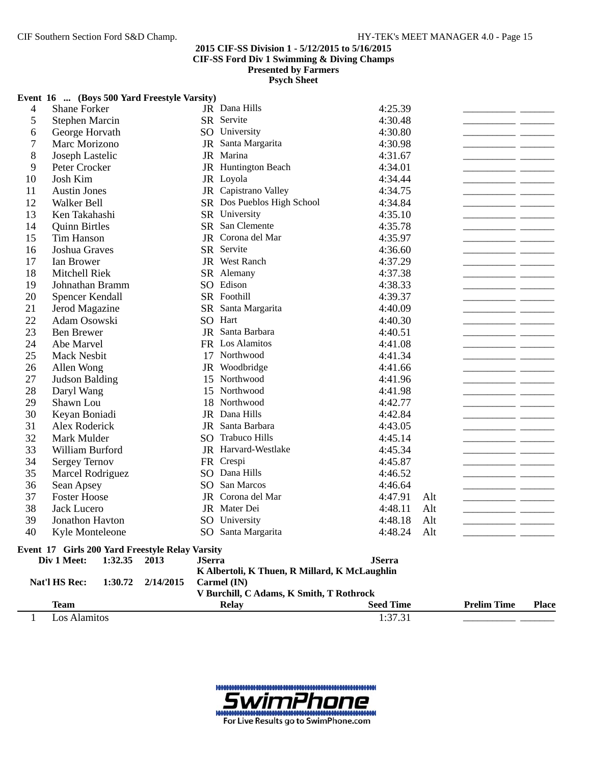**2015 CIF-SS Division 1 - 5/12/2015 to 5/16/2015**
**CIF-SS Ford Div 1 Swimming & Diving Champs**
**Presented by Farmers**
**Psych Sheet**

### Event 16 ... (Boys 500 Yard Freestyle Varsity)

| | Name | Yr | School | Seed Time | | Prelim Time | Place |
|---|---|---|---|---|---|---|---|
| 4 | Shane Forker | JR | Dana Hills | 4:25.39 | | | |
| 5 | Stephen Marcin | SR | Servite | 4:30.48 | | | |
| 6 | George Horvath | SO | University | 4:30.80 | | | |
| 7 | Marc Morizono | JR | Santa Margarita | 4:30.98 | | | |
| 8 | Joseph Lastelic | JR | Marina | 4:31.67 | | | |
| 9 | Peter Crocker | JR | Huntington Beach | 4:34.01 | | | |
| 10 | Josh Kim | JR | Loyola | 4:34.44 | | | |
| 11 | Austin Jones | JR | Capistrano Valley | 4:34.75 | | | |
| 12 | Walker Bell | SR | Dos Pueblos High School | 4:34.84 | | | |
| 13 | Ken Takahashi | SR | University | 4:35.10 | | | |
| 14 | Quinn Birtles | SR | San Clemente | 4:35.78 | | | |
| 15 | Tim Hanson | JR | Corona del Mar | 4:35.97 | | | |
| 16 | Joshua Graves | SR | Servite | 4:36.60 | | | |
| 17 | Ian Brower | JR | West Ranch | 4:37.29 | | | |
| 18 | Mitchell Riek | SR | Alemany | 4:37.38 | | | |
| 19 | Johnathan Bramm | SO | Edison | 4:38.33 | | | |
| 20 | Spencer Kendall | SR | Foothill | 4:39.37 | | | |
| 21 | Jerod Magazine | SR | Santa Margarita | 4:40.09 | | | |
| 22 | Adam Osowski | SO | Hart | 4:40.30 | | | |
| 23 | Ben Brewer | JR | Santa Barbara | 4:40.51 | | | |
| 24 | Abe Marvel | FR | Los Alamitos | 4:41.08 | | | |
| 25 | Mack Nesbit | 17 | Northwood | 4:41.34 | | | |
| 26 | Allen Wong | JR | Woodbridge | 4:41.66 | | | |
| 27 | Judson Balding | 15 | Northwood | 4:41.96 | | | |
| 28 | Daryl Wang | 15 | Northwood | 4:41.98 | | | |
| 29 | Shawn Lou | 18 | Northwood | 4:42.77 | | | |
| 30 | Keyan Boniadi | JR | Dana Hills | 4:42.84 | | | |
| 31 | Alex Roderick | JR | Santa Barbara | 4:43.05 | | | |
| 32 | Mark Mulder | SO | Trabuco Hills | 4:45.14 | | | |
| 33 | William Burford | JR | Harvard-Westlake | 4:45.34 | | | |
| 34 | Sergey Ternov | FR | Crespi | 4:45.87 | | | |
| 35 | Marcel Rodriguez | SO | Dana Hills | 4:46.52 | | | |
| 36 | Sean Apsey | SO | San Marcos | 4:46.64 | | | |
| 37 | Foster Hoose | JR | Corona del Mar | 4:47.91 | Alt | | |
| 38 | Jack Lucero | JR | Mater Dei | 4:48.11 | Alt | | |
| 39 | Jonathon Havton | SO | University | 4:48.18 | Alt | | |
| 40 | Kyle Monteleone | SO | Santa Margarita | 4:48.24 | Alt | | |

### Event 17 Girls 200 Yard Freestyle Relay Varsity

**Div 1 Meet:** 1:32.35 2013 **JSerra** **JSerra**
K Albertoli, K Thuen, R Millard, K McLaughlin

**Nat'l HS Rec:** 1:30.72 2/14/2015 **Carmel (IN)**
V Burchill, C Adams, K Smith, T Rothrock

| | Team | Relay | Seed Time | Prelim Time | Place |
|---|---|---|---|---|---|
| 1 | Los Alamitos | | 1:37.31 | | |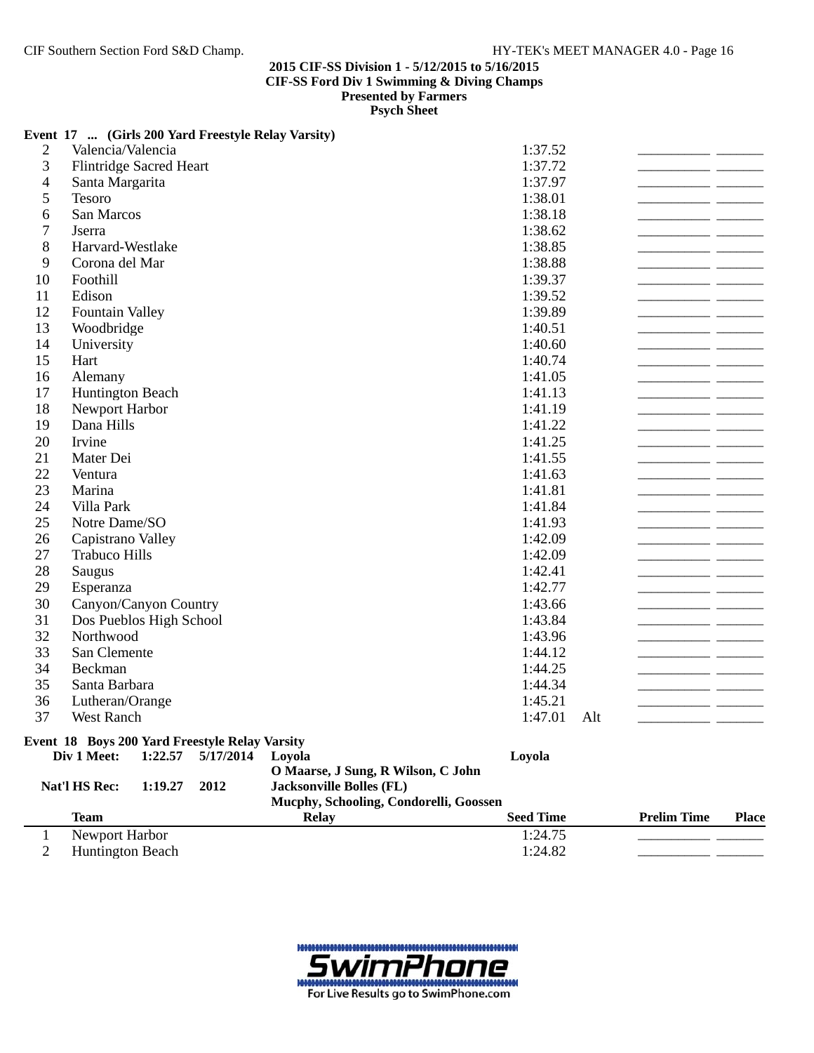**2015 CIF-SS Division 1 - 5/12/2015 to 5/16/2015**
**CIF-SS Ford Div 1 Swimming & Diving Champs**
**Presented by Farmers**
**Psych Sheet**

### Event 17 ... (Girls 200 Yard Freestyle Relay Varsity)

| | Team | Relay | Seed Time | | Prelim Time | Place |
|---|---|---|---|---|---|---|
| 2 | Valencia/Valencia | | 1:37.52 | | ________ | ______ |
| 3 | Flintridge Sacred Heart | | 1:37.72 | | ________ | ______ |
| 4 | Santa Margarita | | 1:37.97 | | ________ | ______ |
| 5 | Tesoro | | 1:38.01 | | ________ | ______ |
| 6 | San Marcos | | 1:38.18 | | ________ | ______ |
| 7 | Jserra | | 1:38.62 | | ________ | ______ |
| 8 | Harvard-Westlake | | 1:38.85 | | ________ | ______ |
| 9 | Corona del Mar | | 1:38.88 | | ________ | ______ |
| 10 | Foothill | | 1:39.37 | | ________ | ______ |
| 11 | Edison | | 1:39.52 | | ________ | ______ |
| 12 | Fountain Valley | | 1:39.89 | | ________ | ______ |
| 13 | Woodbridge | | 1:40.51 | | ________ | ______ |
| 14 | University | | 1:40.60 | | ________ | ______ |
| 15 | Hart | | 1:40.74 | | ________ | ______ |
| 16 | Alemany | | 1:41.05 | | ________ | ______ |
| 17 | Huntington Beach | | 1:41.13 | | ________ | ______ |
| 18 | Newport Harbor | | 1:41.19 | | ________ | ______ |
| 19 | Dana Hills | | 1:41.22 | | ________ | ______ |
| 20 | Irvine | | 1:41.25 | | ________ | ______ |
| 21 | Mater Dei | | 1:41.55 | | ________ | ______ |
| 22 | Ventura | | 1:41.63 | | ________ | ______ |
| 23 | Marina | | 1:41.81 | | ________ | ______ |
| 24 | Villa Park | | 1:41.84 | | ________ | ______ |
| 25 | Notre Dame/SO | | 1:41.93 | | ________ | ______ |
| 26 | Capistrano Valley | | 1:42.09 | | ________ | ______ |
| 27 | Trabuco Hills | | 1:42.09 | | ________ | ______ |
| 28 | Saugus | | 1:42.41 | | ________ | ______ |
| 29 | Esperanza | | 1:42.77 | | ________ | ______ |
| 30 | Canyon/Canyon Country | | 1:43.66 | | ________ | ______ |
| 31 | Dos Pueblos High School | | 1:43.84 | | ________ | ______ |
| 32 | Northwood | | 1:43.96 | | ________ | ______ |
| 33 | San Clemente | | 1:44.12 | | ________ | ______ |
| 34 | Beckman | | 1:44.25 | | ________ | ______ |
| 35 | Santa Barbara | | 1:44.34 | | ________ | ______ |
| 36 | Lutheran/Orange | | 1:45.21 | | ________ | ______ |
| 37 | West Ranch | | 1:47.01 | Alt | ________ | ______ |

### Event 18 Boys 200 Yard Freestyle Relay Varsity

**Div 1 Meet:** 1:22.57 5/17/2014 **Loyola** Loyola
O Maarse, J Sung, R Wilson, C John

**Nat'l HS Rec:** 1:19.27 2012 **Jacksonville Bolles (FL)**
Mucphy, Schooling, Condorelli, Goossen

| | Team | Relay | Seed Time | Prelim Time | Place |
|---|---|---|---|---|---|
| 1 | Newport Harbor | | 1:24.75 | ________ | ______ |
| 2 | Huntington Beach | | 1:24.82 | ________ | ______ |

SwimPhone
For Live Results go to SwimPhone.com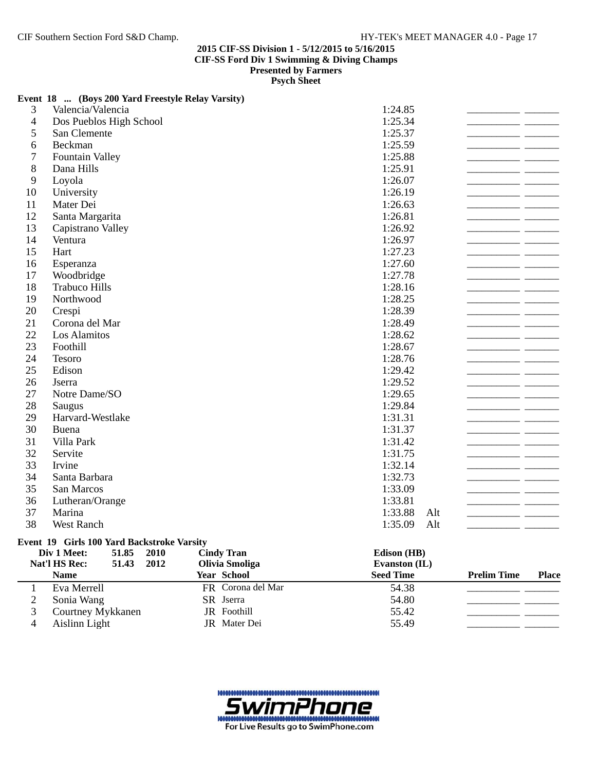2015 CIF-SS Division 1 - 5/12/2015 to 5/16/2015
CIF-SS Ford Div 1 Swimming & Diving Champs
Presented by Farmers
Psych Sheet

**Event 18 ... (Boys 200 Yard Freestyle Relay Varsity)**

| | Team | Seed Time | | Prelim Time | Place |
|---|---|---|---|---|---|
| 3 | Valencia/Valencia | 1:24.85 | | ________ | ______ |
| 4 | Dos Pueblos High School | 1:25.34 | | ________ | ______ |
| 5 | San Clemente | 1:25.37 | | ________ | ______ |
| 6 | Beckman | 1:25.59 | | ________ | ______ |
| 7 | Fountain Valley | 1:25.88 | | ________ | ______ |
| 8 | Dana Hills | 1:25.91 | | ________ | ______ |
| 9 | Loyola | 1:26.07 | | ________ | ______ |
| 10 | University | 1:26.19 | | ________ | ______ |
| 11 | Mater Dei | 1:26.63 | | ________ | ______ |
| 12 | Santa Margarita | 1:26.81 | | ________ | ______ |
| 13 | Capistrano Valley | 1:26.92 | | ________ | ______ |
| 14 | Ventura | 1:26.97 | | ________ | ______ |
| 15 | Hart | 1:27.23 | | ________ | ______ |
| 16 | Esperanza | 1:27.60 | | ________ | ______ |
| 17 | Woodbridge | 1:27.78 | | ________ | ______ |
| 18 | Trabuco Hills | 1:28.16 | | ________ | ______ |
| 19 | Northwood | 1:28.25 | | ________ | ______ |
| 20 | Crespi | 1:28.39 | | ________ | ______ |
| 21 | Corona del Mar | 1:28.49 | | ________ | ______ |
| 22 | Los Alamitos | 1:28.62 | | ________ | ______ |
| 23 | Foothill | 1:28.67 | | ________ | ______ |
| 24 | Tesoro | 1:28.76 | | ________ | ______ |
| 25 | Edison | 1:29.42 | | ________ | ______ |
| 26 | Jserra | 1:29.52 | | ________ | ______ |
| 27 | Notre Dame/SO | 1:29.65 | | ________ | ______ |
| 28 | Saugus | 1:29.84 | | ________ | ______ |
| 29 | Harvard-Westlake | 1:31.31 | | ________ | ______ |
| 30 | Buena | 1:31.37 | | ________ | ______ |
| 31 | Villa Park | 1:31.42 | | ________ | ______ |
| 32 | Servite | 1:31.75 | | ________ | ______ |
| 33 | Irvine | 1:32.14 | | ________ | ______ |
| 34 | Santa Barbara | 1:32.73 | | ________ | ______ |
| 35 | San Marcos | 1:33.09 | | ________ | ______ |
| 36 | Lutheran/Orange | 1:33.81 | | ________ | ______ |
| 37 | Marina | 1:33.88 | Alt | ________ | ______ |
| 38 | West Ranch | 1:35.09 | Alt | ________ | ______ |

**Event 19 Girls 100 Yard Backstroke Varsity**

| | | | | |
|---|---|---|---|---|
| **Div 1 Meet:** | **51.85** | **2010** | **Cindy Tran** | **Edison (HB)** |
| **Nat'l HS Rec:** | **51.43** | **2012** | **Olivia Smoliga** | **Evanston (IL)** |

| | Name | Year | School | Seed Time | Prelim Time | Place |
|---|---|---|---|---|---|---|
| 1 | Eva Merrell | FR | Corona del Mar | 54.38 | ________ | ______ |
| 2 | Sonia Wang | SR | Jserra | 54.80 | ________ | ______ |
| 3 | Courtney Mykkanen | JR | Foothill | 55.42 | ________ | ______ |
| 4 | Aislinn Light | JR | Mater Dei | 55.49 | ________ | ______ |

SwimPhone
For Live Results go to SwimPhone.com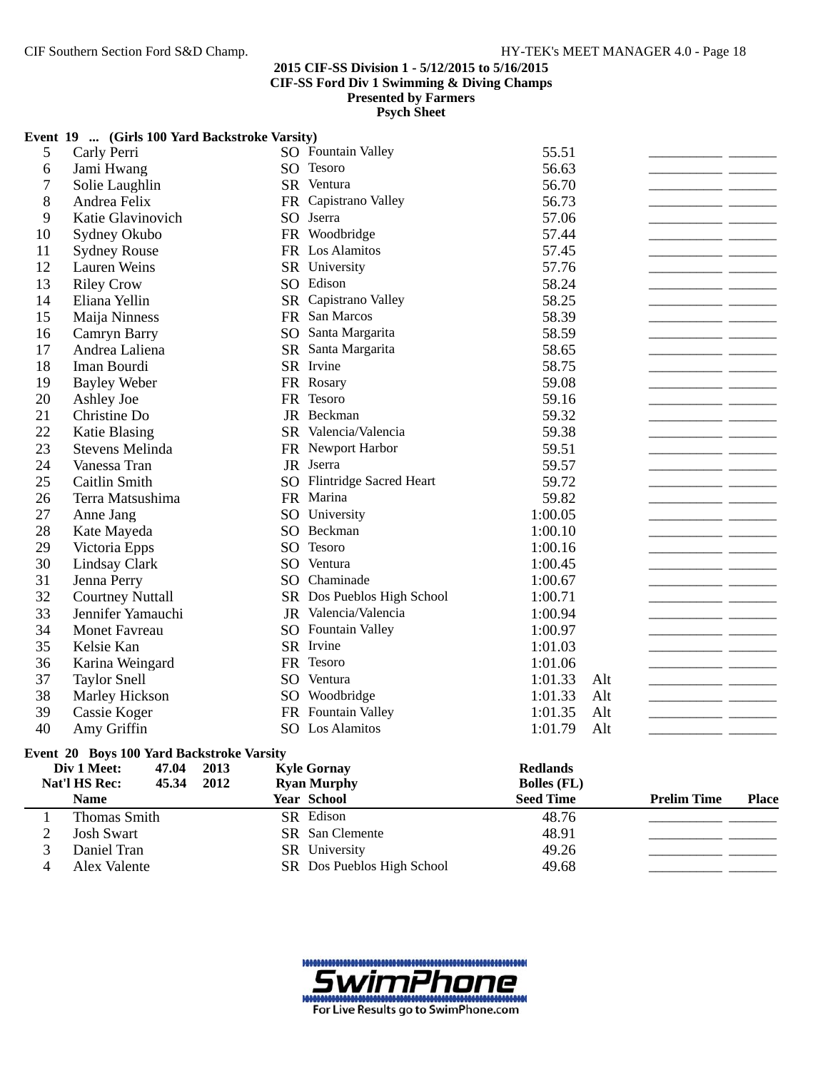**2015 CIF-SS Division 1 - 5/12/2015 to 5/16/2015**
**CIF-SS Ford Div 1 Swimming & Diving Champs**
**Presented by Farmers**
**Psych Sheet**

**Event 19 ... (Girls 100 Yard Backstroke Varsity)**

| | Name | Year | School | Seed Time | | Prelim Time | Place |
|---|---|---|---|---|---|---|---|
| 5 | Carly Perri | SO | Fountain Valley | 55.51 | | | |
| 6 | Jami Hwang | SO | Tesoro | 56.63 | | | |
| 7 | Solie Laughlin | SR | Ventura | 56.70 | | | |
| 8 | Andrea Felix | FR | Capistrano Valley | 56.73 | | | |
| 9 | Katie Glavinovich | SO | Jserra | 57.06 | | | |
| 10 | Sydney Okubo | FR | Woodbridge | 57.44 | | | |
| 11 | Sydney Rouse | FR | Los Alamitos | 57.45 | | | |
| 12 | Lauren Weins | SR | University | 57.76 | | | |
| 13 | Riley Crow | SO | Edison | 58.24 | | | |
| 14 | Eliana Yellin | SR | Capistrano Valley | 58.25 | | | |
| 15 | Maija Ninness | FR | San Marcos | 58.39 | | | |
| 16 | Camryn Barry | SO | Santa Margarita | 58.59 | | | |
| 17 | Andrea Laliena | SR | Santa Margarita | 58.65 | | | |
| 18 | Iman Bourdi | SR | Irvine | 58.75 | | | |
| 19 | Bayley Weber | FR | Rosary | 59.08 | | | |
| 20 | Ashley Joe | FR | Tesoro | 59.16 | | | |
| 21 | Christine Do | JR | Beckman | 59.32 | | | |
| 22 | Katie Blasing | SR | Valencia/Valencia | 59.38 | | | |
| 23 | Stevens Melinda | FR | Newport Harbor | 59.51 | | | |
| 24 | Vanessa Tran | JR | Jserra | 59.57 | | | |
| 25 | Caitlin Smith | SO | Flintridge Sacred Heart | 59.72 | | | |
| 26 | Terra Matsushima | FR | Marina | 59.82 | | | |
| 27 | Anne Jang | SO | University | 1:00.05 | | | |
| 28 | Kate Mayeda | SO | Beckman | 1:00.10 | | | |
| 29 | Victoria Epps | SO | Tesoro | 1:00.16 | | | |
| 30 | Lindsay Clark | SO | Ventura | 1:00.45 | | | |
| 31 | Jenna Perry | SO | Chaminade | 1:00.67 | | | |
| 32 | Courtney Nuttall | SR | Dos Pueblos High School | 1:00.71 | | | |
| 33 | Jennifer Yamauchi | JR | Valencia/Valencia | 1:00.94 | | | |
| 34 | Monet Favreau | SO | Fountain Valley | 1:00.97 | | | |
| 35 | Kelsie Kan | SR | Irvine | 1:01.03 | | | |
| 36 | Karina Weingard | FR | Tesoro | 1:01.06 | | | |
| 37 | Taylor Snell | SO | Ventura | 1:01.33 | Alt | | |
| 38 | Marley Hickson | SO | Woodbridge | 1:01.33 | Alt | | |
| 39 | Cassie Koger | FR | Fountain Valley | 1:01.35 | Alt | | |
| 40 | Amy Griffin | SO | Los Alamitos | 1:01.79 | Alt | | |

**Event 20 Boys 100 Yard Backstroke Varsity**

| Div 1 Meet: | 47.04 | 2013 | Kyle Gornay | Redlands |
|---|---|---|---|---|
| Nat'l HS Rec: | 45.34 | 2012 | Ryan Murphy | Bolles (FL) |

| | Name | Year | School | Seed Time | Prelim Time | Place |
|---|---|---|---|---|---|---|
| 1 | Thomas Smith | SR | Edison | 48.76 | | |
| 2 | Josh Swart | SR | San Clemente | 48.91 | | |
| 3 | Daniel Tran | SR | University | 49.26 | | |
| 4 | Alex Valente | SR | Dos Pueblos High School | 49.68 | | |

SwimPhone
For Live Results go to SwimPhone.com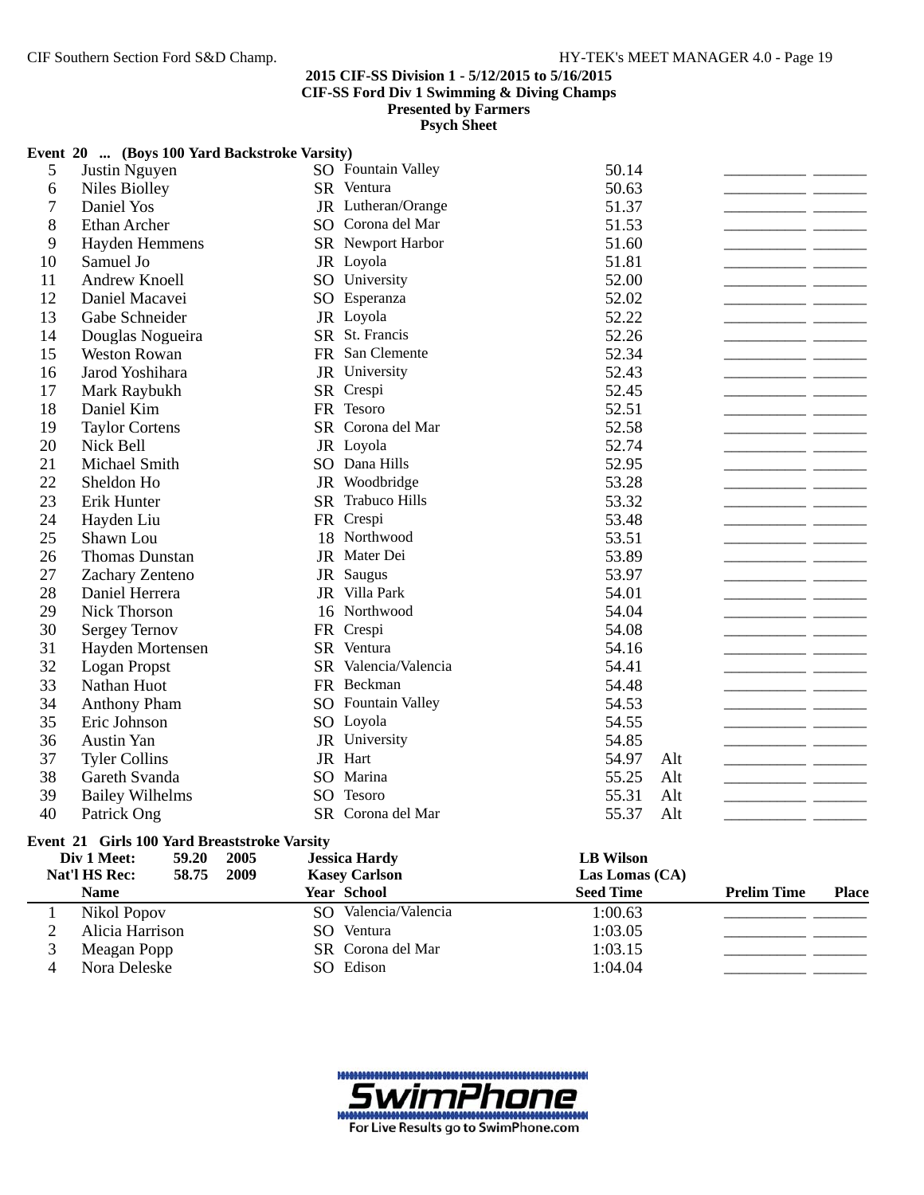**2015 CIF-SS Division 1 - 5/12/2015 to 5/16/2015**
**CIF-SS Ford Div 1 Swimming & Diving Champs**
**Presented by Farmers**
**Psych Sheet**

**Event 20 ... (Boys 100 Yard Backstroke Varsity)**

| | Name | Year | School | Seed Time | | Prelim Time | Place |
|---|---|---|---|---|---|---|---|
| 5 | Justin Nguyen | SO | Fountain Valley | 50.14 | | | |
| 6 | Niles Biolley | SR | Ventura | 50.63 | | | |
| 7 | Daniel Yos | JR | Lutheran/Orange | 51.37 | | | |
| 8 | Ethan Archer | SO | Corona del Mar | 51.53 | | | |
| 9 | Hayden Hemmens | SR | Newport Harbor | 51.60 | | | |
| 10 | Samuel Jo | JR | Loyola | 51.81 | | | |
| 11 | Andrew Knoell | SO | University | 52.00 | | | |
| 12 | Daniel Macavei | SO | Esperanza | 52.02 | | | |
| 13 | Gabe Schneider | JR | Loyola | 52.22 | | | |
| 14 | Douglas Nogueira | SR | St. Francis | 52.26 | | | |
| 15 | Weston Rowan | FR | San Clemente | 52.34 | | | |
| 16 | Jarod Yoshihara | JR | University | 52.43 | | | |
| 17 | Mark Raybukh | SR | Crespi | 52.45 | | | |
| 18 | Daniel Kim | FR | Tesoro | 52.51 | | | |
| 19 | Taylor Cortens | SR | Corona del Mar | 52.58 | | | |
| 20 | Nick Bell | JR | Loyola | 52.74 | | | |
| 21 | Michael Smith | SO | Dana Hills | 52.95 | | | |
| 22 | Sheldon Ho | JR | Woodbridge | 53.28 | | | |
| 23 | Erik Hunter | SR | Trabuco Hills | 53.32 | | | |
| 24 | Hayden Liu | FR | Crespi | 53.48 | | | |
| 25 | Shawn Lou | 18 | Northwood | 53.51 | | | |
| 26 | Thomas Dunstan | JR | Mater Dei | 53.89 | | | |
| 27 | Zachary Zenteno | JR | Saugus | 53.97 | | | |
| 28 | Daniel Herrera | JR | Villa Park | 54.01 | | | |
| 29 | Nick Thorson | 16 | Northwood | 54.04 | | | |
| 30 | Sergey Ternov | FR | Crespi | 54.08 | | | |
| 31 | Hayden Mortensen | SR | Ventura | 54.16 | | | |
| 32 | Logan Propst | SR | Valencia/Valencia | 54.41 | | | |
| 33 | Nathan Huot | FR | Beckman | 54.48 | | | |
| 34 | Anthony Pham | SO | Fountain Valley | 54.53 | | | |
| 35 | Eric Johnson | SO | Loyola | 54.55 | | | |
| 36 | Austin Yan | JR | University | 54.85 | | | |
| 37 | Tyler Collins | JR | Hart | 54.97 | Alt | | |
| 38 | Gareth Svanda | SO | Marina | 55.25 | Alt | | |
| 39 | Bailey Wilhelms | SO | Tesoro | 55.31 | Alt | | |
| 40 | Patrick Ong | SR | Corona del Mar | 55.37 | Alt | | |

**Event 21 Girls 100 Yard Breaststroke Varsity**

| | | | | |
|---|---|---|---|---|
| Div 1 Meet: | 59.20 | 2005 | Jessica Hardy | LB Wilson |
| Nat'l HS Rec: | 58.75 | 2009 | Kasey Carlson | Las Lomas (CA) |

| | Name | Year | School | Seed Time | Prelim Time | Place |
|---|---|---|---|---|---|---|
| 1 | Nikol Popov | SO | Valencia/Valencia | 1:00.63 | | |
| 2 | Alicia Harrison | SO | Ventura | 1:03.05 | | |
| 3 | Meagan Popp | SR | Corona del Mar | 1:03.15 | | |
| 4 | Nora Deleske | SO | Edison | 1:04.04 | | |

SwimPhone
For Live Results go to SwimPhone.com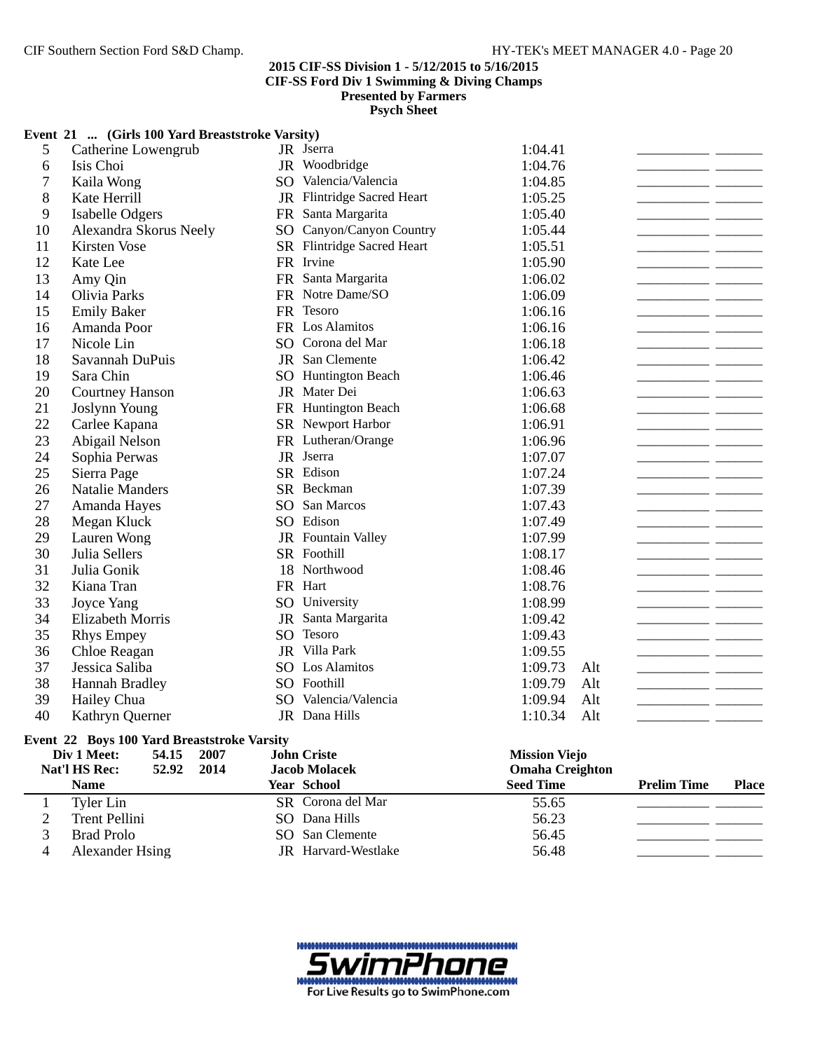**2015 CIF-SS Division 1 - 5/12/2015 to 5/16/2015**
**CIF-SS Ford Div 1 Swimming & Diving Champs**
**Presented by Farmers**
**Psych Sheet**

**Event 21 ... (Girls 100 Yard Breaststroke Varsity)**

| | Name | Year | School | Seed Time | | Prelim Time | Place |
|---|---|---|---|---|---|---|---|
| 5 | Catherine Lowengrub | JR | Jserra | 1:04.41 | | ________ | ______ |
| 6 | Isis Choi | JR | Woodbridge | 1:04.76 | | ________ | ______ |
| 7 | Kaila Wong | SO | Valencia/Valencia | 1:04.85 | | ________ | ______ |
| 8 | Kate Herrill | JR | Flintridge Sacred Heart | 1:05.25 | | ________ | ______ |
| 9 | Isabelle Odgers | FR | Santa Margarita | 1:05.40 | | ________ | ______ |
| 10 | Alexandra Skorus Neely | SO | Canyon/Canyon Country | 1:05.44 | | ________ | ______ |
| 11 | Kirsten Vose | SR | Flintridge Sacred Heart | 1:05.51 | | ________ | ______ |
| 12 | Kate Lee | FR | Irvine | 1:05.90 | | ________ | ______ |
| 13 | Amy Qin | FR | Santa Margarita | 1:06.02 | | ________ | ______ |
| 14 | Olivia Parks | FR | Notre Dame/SO | 1:06.09 | | ________ | ______ |
| 15 | Emily Baker | FR | Tesoro | 1:06.16 | | ________ | ______ |
| 16 | Amanda Poor | FR | Los Alamitos | 1:06.16 | | ________ | ______ |
| 17 | Nicole Lin | SO | Corona del Mar | 1:06.18 | | ________ | ______ |
| 18 | Savannah DuPuis | JR | San Clemente | 1:06.42 | | ________ | ______ |
| 19 | Sara Chin | SO | Huntington Beach | 1:06.46 | | ________ | ______ |
| 20 | Courtney Hanson | JR | Mater Dei | 1:06.63 | | ________ | ______ |
| 21 | Joslynn Young | FR | Huntington Beach | 1:06.68 | | ________ | ______ |
| 22 | Carlee Kapana | SR | Newport Harbor | 1:06.91 | | ________ | ______ |
| 23 | Abigail Nelson | FR | Lutheran/Orange | 1:06.96 | | ________ | ______ |
| 24 | Sophia Perwas | JR | Jserra | 1:07.07 | | ________ | ______ |
| 25 | Sierra Page | SR | Edison | 1:07.24 | | ________ | ______ |
| 26 | Natalie Manders | SR | Beckman | 1:07.39 | | ________ | ______ |
| 27 | Amanda Hayes | SO | San Marcos | 1:07.43 | | ________ | ______ |
| 28 | Megan Kluck | SO | Edison | 1:07.49 | | ________ | ______ |
| 29 | Lauren Wong | JR | Fountain Valley | 1:07.99 | | ________ | ______ |
| 30 | Julia Sellers | SR | Foothill | 1:08.17 | | ________ | ______ |
| 31 | Julia Gonik | 18 | Northwood | 1:08.46 | | ________ | ______ |
| 32 | Kiana Tran | FR | Hart | 1:08.76 | | ________ | ______ |
| 33 | Joyce Yang | SO | University | 1:08.99 | | ________ | ______ |
| 34 | Elizabeth Morris | JR | Santa Margarita | 1:09.42 | | ________ | ______ |
| 35 | Rhys Empey | SO | Tesoro | 1:09.43 | | ________ | ______ |
| 36 | Chloe Reagan | JR | Villa Park | 1:09.55 | | ________ | ______ |
| 37 | Jessica Saliba | SO | Los Alamitos | 1:09.73 | Alt | ________ | ______ |
| 38 | Hannah Bradley | SO | Foothill | 1:09.79 | Alt | ________ | ______ |
| 39 | Hailey Chua | SO | Valencia/Valencia | 1:09.94 | Alt | ________ | ______ |
| 40 | Kathryn Querner | JR | Dana Hills | 1:10.34 | Alt | ________ | ______ |

**Event 22 Boys 100 Yard Breaststroke Varsity**

| | | | |
|---|---|---|---|
| **Div 1 Meet:** | **54.15 2007** | **John Criste** | **Mission Viejo** |
| **Nat'l HS Rec:** | **52.92 2014** | **Jacob Molacek** | **Omaha Creighton** |

| | Name | Year | School | Seed Time | Prelim Time | Place |
|---|---|---|---|---|---|---|
| 1 | Tyler Lin | SR | Corona del Mar | 55.65 | ________ | ______ |
| 2 | Trent Pellini | SO | Dana Hills | 56.23 | ________ | ______ |
| 3 | Brad Prolo | SO | San Clemente | 56.45 | ________ | ______ |
| 4 | Alexander Hsing | JR | Harvard-Westlake | 56.48 | ________ | ______ |

SwimPhone
For Live Results go to SwimPhone.com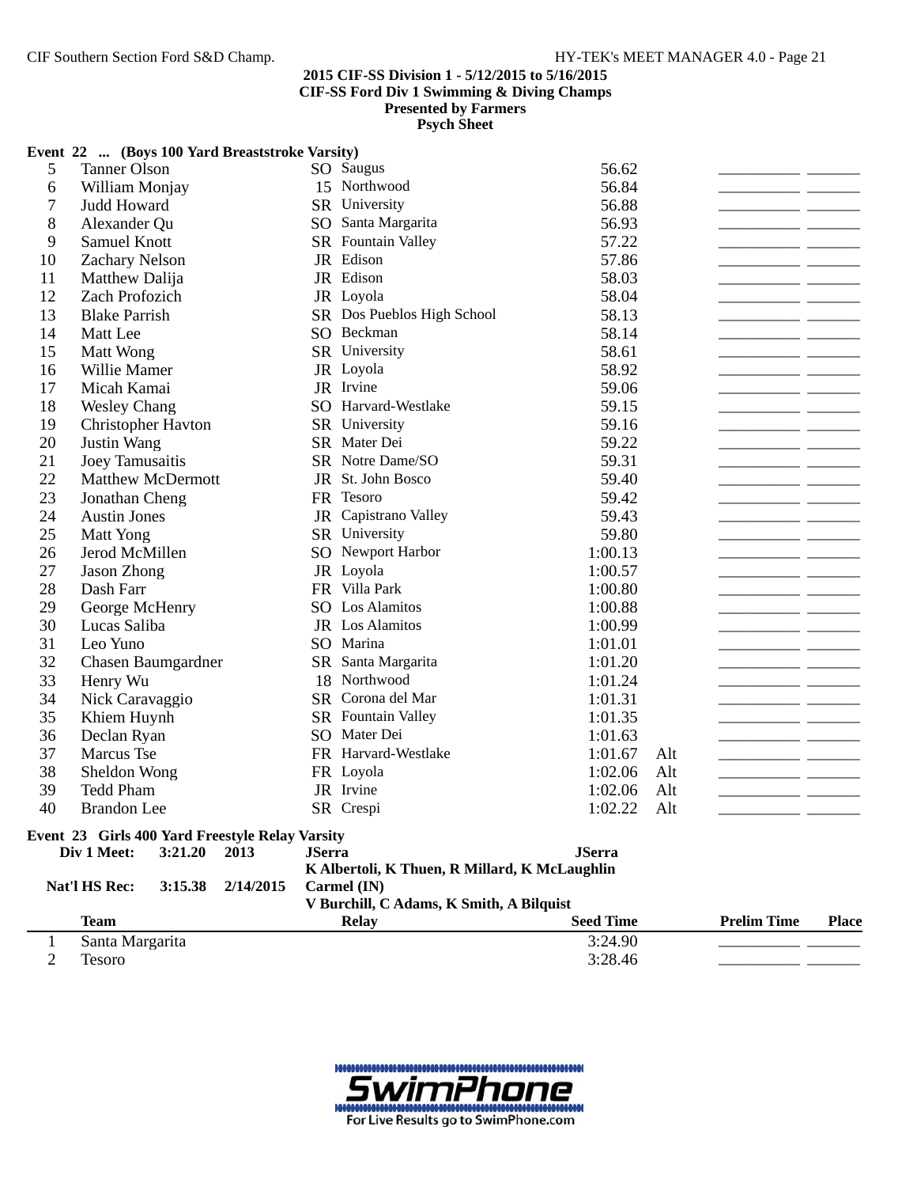**2015 CIF-SS Division 1 - 5/12/2015 to 5/16/2015**
**CIF-SS Ford Div 1 Swimming & Diving Champs**
**Presented by Farmers**
**Psych Sheet**

### Event 22 ... (Boys 100 Yard Breaststroke Varsity)

| # | Name | Yr | School | Seed Time | | Prelim Time | Place |
|---|---|---|---|---|---|---|---|
| 5 | Tanner Olson | SO | Saugus | 56.62 | | | |
| 6 | William Monjay | 15 | Northwood | 56.84 | | | |
| 7 | Judd Howard | SR | University | 56.88 | | | |
| 8 | Alexander Qu | SO | Santa Margarita | 56.93 | | | |
| 9 | Samuel Knott | SR | Fountain Valley | 57.22 | | | |
| 10 | Zachary Nelson | JR | Edison | 57.86 | | | |
| 11 | Matthew Dalija | JR | Edison | 58.03 | | | |
| 12 | Zach Profozich | JR | Loyola | 58.04 | | | |
| 13 | Blake Parrish | SR | Dos Pueblos High School | 58.13 | | | |
| 14 | Matt Lee | SO | Beckman | 58.14 | | | |
| 15 | Matt Wong | SR | University | 58.61 | | | |
| 16 | Willie Mamer | JR | Loyola | 58.92 | | | |
| 17 | Micah Kamai | JR | Irvine | 59.06 | | | |
| 18 | Wesley Chang | SO | Harvard-Westlake | 59.15 | | | |
| 19 | Christopher Havton | SR | University | 59.16 | | | |
| 20 | Justin Wang | SR | Mater Dei | 59.22 | | | |
| 21 | Joey Tamusaitis | SR | Notre Dame/SO | 59.31 | | | |
| 22 | Matthew McDermott | JR | St. John Bosco | 59.40 | | | |
| 23 | Jonathan Cheng | FR | Tesoro | 59.42 | | | |
| 24 | Austin Jones | JR | Capistrano Valley | 59.43 | | | |
| 25 | Matt Yong | SR | University | 59.80 | | | |
| 26 | Jerod McMillen | SO | Newport Harbor | 1:00.13 | | | |
| 27 | Jason Zhong | JR | Loyola | 1:00.57 | | | |
| 28 | Dash Farr | FR | Villa Park | 1:00.80 | | | |
| 29 | George McHenry | SO | Los Alamitos | 1:00.88 | | | |
| 30 | Lucas Saliba | JR | Los Alamitos | 1:00.99 | | | |
| 31 | Leo Yuno | SO | Marina | 1:01.01 | | | |
| 32 | Chasen Baumgardner | SR | Santa Margarita | 1:01.20 | | | |
| 33 | Henry Wu | 18 | Northwood | 1:01.24 | | | |
| 34 | Nick Caravaggio | SR | Corona del Mar | 1:01.31 | | | |
| 35 | Khiem Huynh | SR | Fountain Valley | 1:01.35 | | | |
| 36 | Declan Ryan | SO | Mater Dei | 1:01.63 | | | |
| 37 | Marcus Tse | FR | Harvard-Westlake | 1:01.67 | Alt | | |
| 38 | Sheldon Wong | FR | Loyola | 1:02.06 | Alt | | |
| 39 | Tedd Pham | JR | Irvine | 1:02.06 | Alt | | |
| 40 | Brandon Lee | SR | Crespi | 1:02.22 | Alt | | |

### Event 23 Girls 400 Yard Freestyle Relay Varsity

**Div 1 Meet:** 3:21.20 2013 **JSerra** — **JSerra**
**K Albertoli, K Thuen, R Millard, K McLaughlin**

**Nat'l HS Rec:** 3:15.38 2/14/2015 **Carmel (IN)**
**V Burchill, C Adams, K Smith, A Bilquist**

| | Team | Relay | Seed Time | Prelim Time | Place |
|---|---|---|---|---|---|
| 1 | Santa Margarita | | 3:24.90 | | |
| 2 | Tesoro | | 3:28.46 | | |

For Live Results go to SwimPhone.com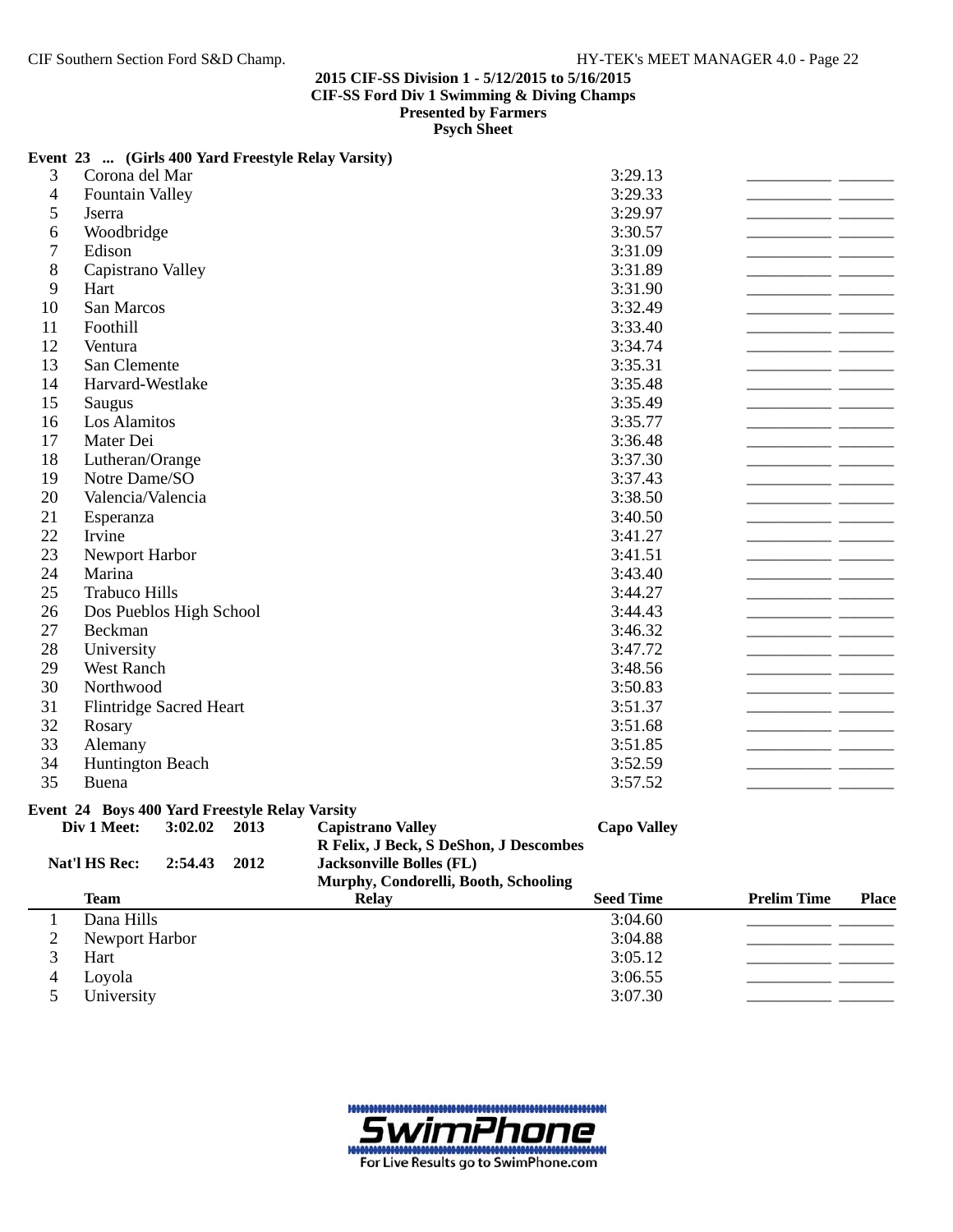**2015 CIF-SS Division 1 - 5/12/2015 to 5/16/2015**
**CIF-SS Ford Div 1 Swimming & Diving Champs**
**Presented by Farmers**
**Psych Sheet**

### Event 23 ... (Girls 400 Yard Freestyle Relay Varsity)

| | Team | Relay | Seed Time | Prelim Time | Place |
|---|---|---|---|---|---|
| 3 | Corona del Mar | | 3:29.13 | _________ | ______ |
| 4 | Fountain Valley | | 3:29.33 | _________ | ______ |
| 5 | Jserra | | 3:29.97 | _________ | ______ |
| 6 | Woodbridge | | 3:30.57 | _________ | ______ |
| 7 | Edison | | 3:31.09 | _________ | ______ |
| 8 | Capistrano Valley | | 3:31.89 | _________ | ______ |
| 9 | Hart | | 3:31.90 | _________ | ______ |
| 10 | San Marcos | | 3:32.49 | _________ | ______ |
| 11 | Foothill | | 3:33.40 | _________ | ______ |
| 12 | Ventura | | 3:34.74 | _________ | ______ |
| 13 | San Clemente | | 3:35.31 | _________ | ______ |
| 14 | Harvard-Westlake | | 3:35.48 | _________ | ______ |
| 15 | Saugus | | 3:35.49 | _________ | ______ |
| 16 | Los Alamitos | | 3:35.77 | _________ | ______ |
| 17 | Mater Dei | | 3:36.48 | _________ | ______ |
| 18 | Lutheran/Orange | | 3:37.30 | _________ | ______ |
| 19 | Notre Dame/SO | | 3:37.43 | _________ | ______ |
| 20 | Valencia/Valencia | | 3:38.50 | _________ | ______ |
| 21 | Esperanza | | 3:40.50 | _________ | ______ |
| 22 | Irvine | | 3:41.27 | _________ | ______ |
| 23 | Newport Harbor | | 3:41.51 | _________ | ______ |
| 24 | Marina | | 3:43.40 | _________ | ______ |
| 25 | Trabuco Hills | | 3:44.27 | _________ | ______ |
| 26 | Dos Pueblos High School | | 3:44.43 | _________ | ______ |
| 27 | Beckman | | 3:46.32 | _________ | ______ |
| 28 | University | | 3:47.72 | _________ | ______ |
| 29 | West Ranch | | 3:48.56 | _________ | ______ |
| 30 | Northwood | | 3:50.83 | _________ | ______ |
| 31 | Flintridge Sacred Heart | | 3:51.37 | _________ | ______ |
| 32 | Rosary | | 3:51.68 | _________ | ______ |
| 33 | Alemany | | 3:51.85 | _________ | ______ |
| 34 | Huntington Beach | | 3:52.59 | _________ | ______ |
| 35 | Buena | | 3:57.52 | _________ | ______ |

### Event 24 Boys 400 Yard Freestyle Relay Varsity

**Div 1 Meet:** 3:02.02 2013 **Capistrano Valley** **Capo Valley**
R Felix, J Beck, S DeShon, J Descombes

**Nat'l HS Rec:** 2:54.43 2012 **Jacksonville Bolles (FL)**
Murphy, Condorelli, Booth, Schooling

| | Team | Relay | Seed Time | Prelim Time | Place |
|---|---|---|---|---|---|
| 1 | Dana Hills | | 3:04.60 | _________ | ______ |
| 2 | Newport Harbor | | 3:04.88 | _________ | ______ |
| 3 | Hart | | 3:05.12 | _________ | ______ |
| 4 | Loyola | | 3:06.55 | _________ | ______ |
| 5 | University | | 3:07.30 | _________ | ______ |

SwimPhone
For Live Results go to SwimPhone.com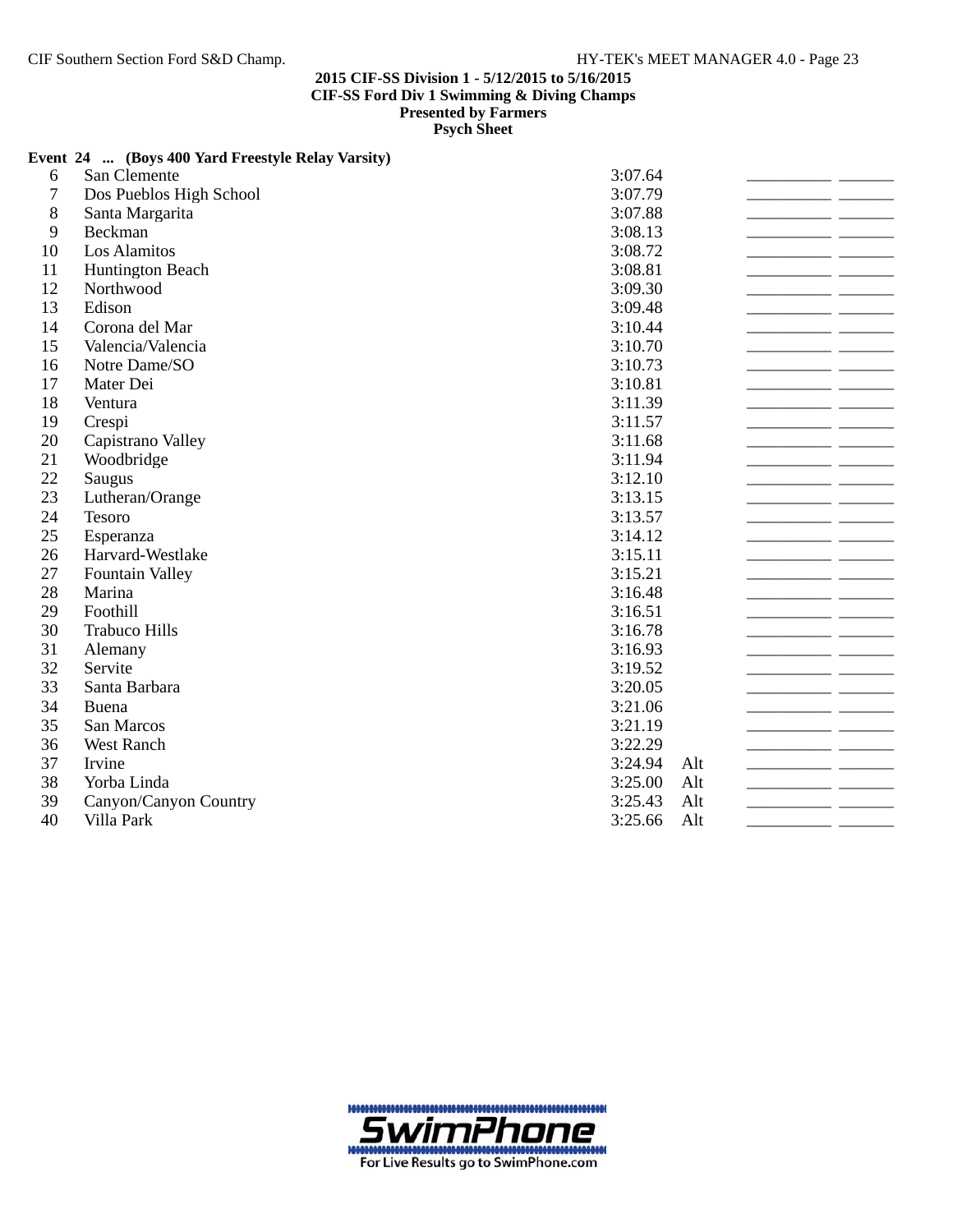**2015 CIF-SS Division 1 - 5/12/2015 to 5/16/2015**
**CIF-SS Ford Div 1 Swimming & Diving Champs**
**Presented by Farmers**
**Psych Sheet**

**Event 24 ... (Boys 400 Yard Freestyle Relay Varsity)**

| | | | | | |
|---|---|---|---|---|---|
| 6 | San Clemente | 3:07.64 | | __________ | _______ |
| 7 | Dos Pueblos High School | 3:07.79 | | __________ | _______ |
| 8 | Santa Margarita | 3:07.88 | | __________ | _______ |
| 9 | Beckman | 3:08.13 | | __________ | _______ |
| 10 | Los Alamitos | 3:08.72 | | __________ | _______ |
| 11 | Huntington Beach | 3:08.81 | | __________ | _______ |
| 12 | Northwood | 3:09.30 | | __________ | _______ |
| 13 | Edison | 3:09.48 | | __________ | _______ |
| 14 | Corona del Mar | 3:10.44 | | __________ | _______ |
| 15 | Valencia/Valencia | 3:10.70 | | __________ | _______ |
| 16 | Notre Dame/SO | 3:10.73 | | __________ | _______ |
| 17 | Mater Dei | 3:10.81 | | __________ | _______ |
| 18 | Ventura | 3:11.39 | | __________ | _______ |
| 19 | Crespi | 3:11.57 | | __________ | _______ |
| 20 | Capistrano Valley | 3:11.68 | | __________ | _______ |
| 21 | Woodbridge | 3:11.94 | | __________ | _______ |
| 22 | Saugus | 3:12.10 | | __________ | _______ |
| 23 | Lutheran/Orange | 3:13.15 | | __________ | _______ |
| 24 | Tesoro | 3:13.57 | | __________ | _______ |
| 25 | Esperanza | 3:14.12 | | __________ | _______ |
| 26 | Harvard-Westlake | 3:15.11 | | __________ | _______ |
| 27 | Fountain Valley | 3:15.21 | | __________ | _______ |
| 28 | Marina | 3:16.48 | | __________ | _______ |
| 29 | Foothill | 3:16.51 | | __________ | _______ |
| 30 | Trabuco Hills | 3:16.78 | | __________ | _______ |
| 31 | Alemany | 3:16.93 | | __________ | _______ |
| 32 | Servite | 3:19.52 | | __________ | _______ |
| 33 | Santa Barbara | 3:20.05 | | __________ | _______ |
| 34 | Buena | 3:21.06 | | __________ | _______ |
| 35 | San Marcos | 3:21.19 | | __________ | _______ |
| 36 | West Ranch | 3:22.29 | | __________ | _______ |
| 37 | Irvine | 3:24.94 | Alt | __________ | _______ |
| 38 | Yorba Linda | 3:25.00 | Alt | __________ | _______ |
| 39 | Canyon/Canyon Country | 3:25.43 | Alt | __________ | _______ |
| 40 | Villa Park | 3:25.66 | Alt | __________ | _______ |

SwimPhone
For Live Results go to SwimPhone.com